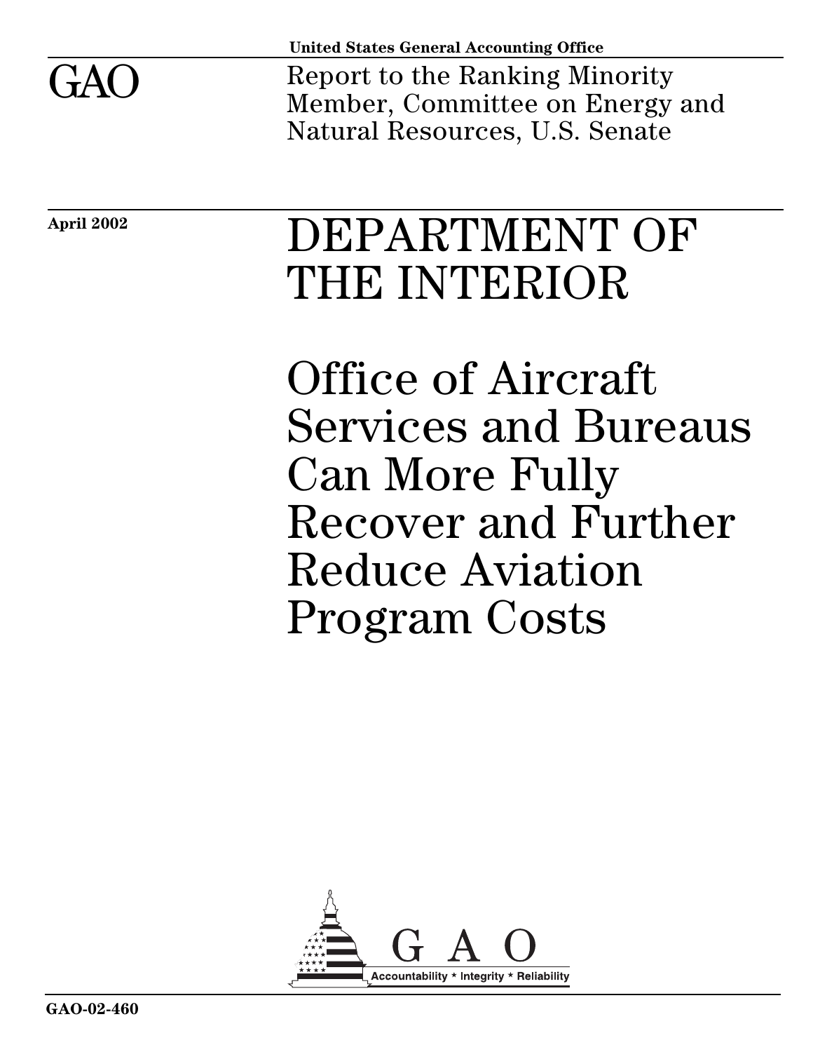United States General Accounting Office

GAO

Report to the Ranking Minority Member, Committee on Energy and Natural Resources, U.S. Senate

April 2002

# DEPARTMENT OF THE INTERIOR

# Office of Aircraft Services and Bureaus Can More Fully Recover and Further Reduce Aviation Program Costs

GAO

Accountability * Integrity * Reliability

GAO-02-460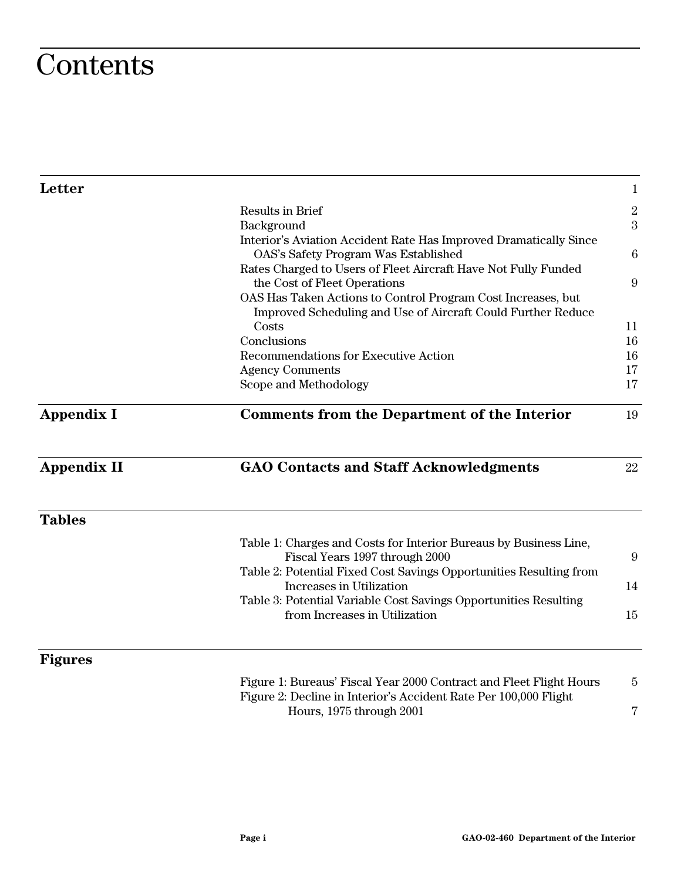# Contents

| | | |
|---|---|---|
| **Letter** | | 1 |
| | Results in Brief | 2 |
| | Background | 3 |
| | Interior's Aviation Accident Rate Has Improved Dramatically Since OAS's Safety Program Was Established | 6 |
| | Rates Charged to Users of Fleet Aircraft Have Not Fully Funded the Cost of Fleet Operations | 9 |
| | OAS Has Taken Actions to Control Program Cost Increases, but Improved Scheduling and Use of Aircraft Could Further Reduce Costs | 11 |
| | Conclusions | 16 |
| | Recommendations for Executive Action | 16 |
| | Agency Comments | 17 |
| | Scope and Methodology | 17 |
| **Appendix I** | **Comments from the Department of the Interior** | 19 |
| **Appendix II** | **GAO Contacts and Staff Acknowledgments** | 22 |
| **Tables** | | |
| | Table 1: Charges and Costs for Interior Bureaus by Business Line, Fiscal Years 1997 through 2000 | 9 |
| | Table 2: Potential Fixed Cost Savings Opportunities Resulting from Increases in Utilization | 14 |
| | Table 3: Potential Variable Cost Savings Opportunities Resulting from Increases in Utilization | 15 |
| **Figures** | | |
| | Figure 1: Bureaus' Fiscal Year 2000 Contract and Fleet Flight Hours | 5 |
| | Figure 2: Decline in Interior's Accident Rate Per 100,000 Flight Hours, 1975 through 2001 | 7 |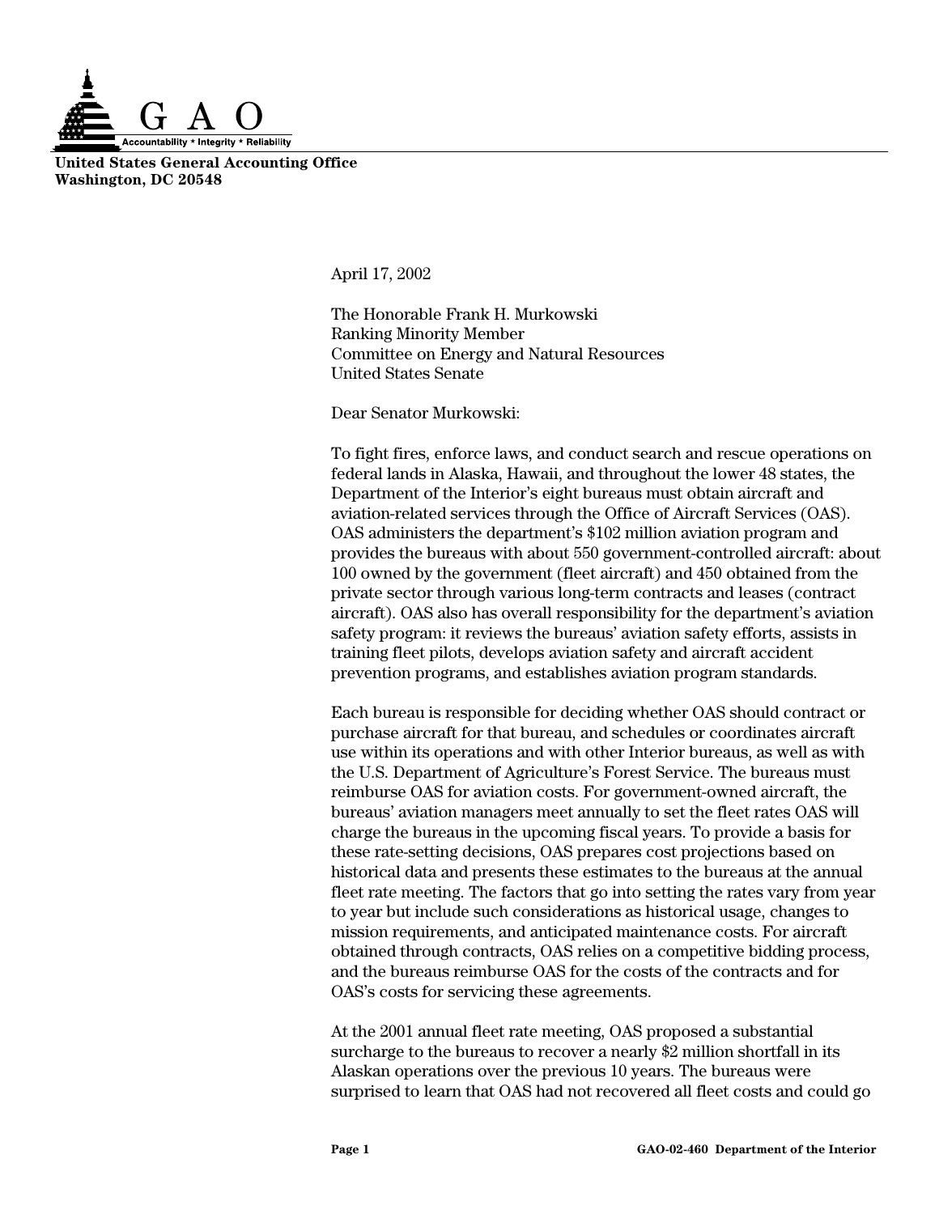G A O

Accountability * Integrity * Reliability

**United States General Accounting Office**
**Washington, DC 20548**

April 17, 2002

The Honorable Frank H. Murkowski
Ranking Minority Member
Committee on Energy and Natural Resources
United States Senate

Dear Senator Murkowski:

To fight fires, enforce laws, and conduct search and rescue operations on federal lands in Alaska, Hawaii, and throughout the lower 48 states, the Department of the Interior's eight bureaus must obtain aircraft and aviation-related services through the Office of Aircraft Services (OAS). OAS administers the department's $102 million aviation program and provides the bureaus with about 550 government-controlled aircraft: about 100 owned by the government (fleet aircraft) and 450 obtained from the private sector through various long-term contracts and leases (contract aircraft). OAS also has overall responsibility for the department's aviation safety program: it reviews the bureaus' aviation safety efforts, assists in training fleet pilots, develops aviation safety and aircraft accident prevention programs, and establishes aviation program standards.

Each bureau is responsible for deciding whether OAS should contract or purchase aircraft for that bureau, and schedules or coordinates aircraft use within its operations and with other Interior bureaus, as well as with the U.S. Department of Agriculture's Forest Service. The bureaus must reimburse OAS for aviation costs. For government-owned aircraft, the bureaus' aviation managers meet annually to set the fleet rates OAS will charge the bureaus in the upcoming fiscal years. To provide a basis for these rate-setting decisions, OAS prepares cost projections based on historical data and presents these estimates to the bureaus at the annual fleet rate meeting. The factors that go into setting the rates vary from year to year but include such considerations as historical usage, changes to mission requirements, and anticipated maintenance costs. For aircraft obtained through contracts, OAS relies on a competitive bidding process, and the bureaus reimburse OAS for the costs of the contracts and for OAS's costs for servicing these agreements.

At the 2001 annual fleet rate meeting, OAS proposed a substantial surcharge to the bureaus to recover a nearly $2 million shortfall in its Alaskan operations over the previous 10 years. The bureaus were surprised to learn that OAS had not recovered all fleet costs and could go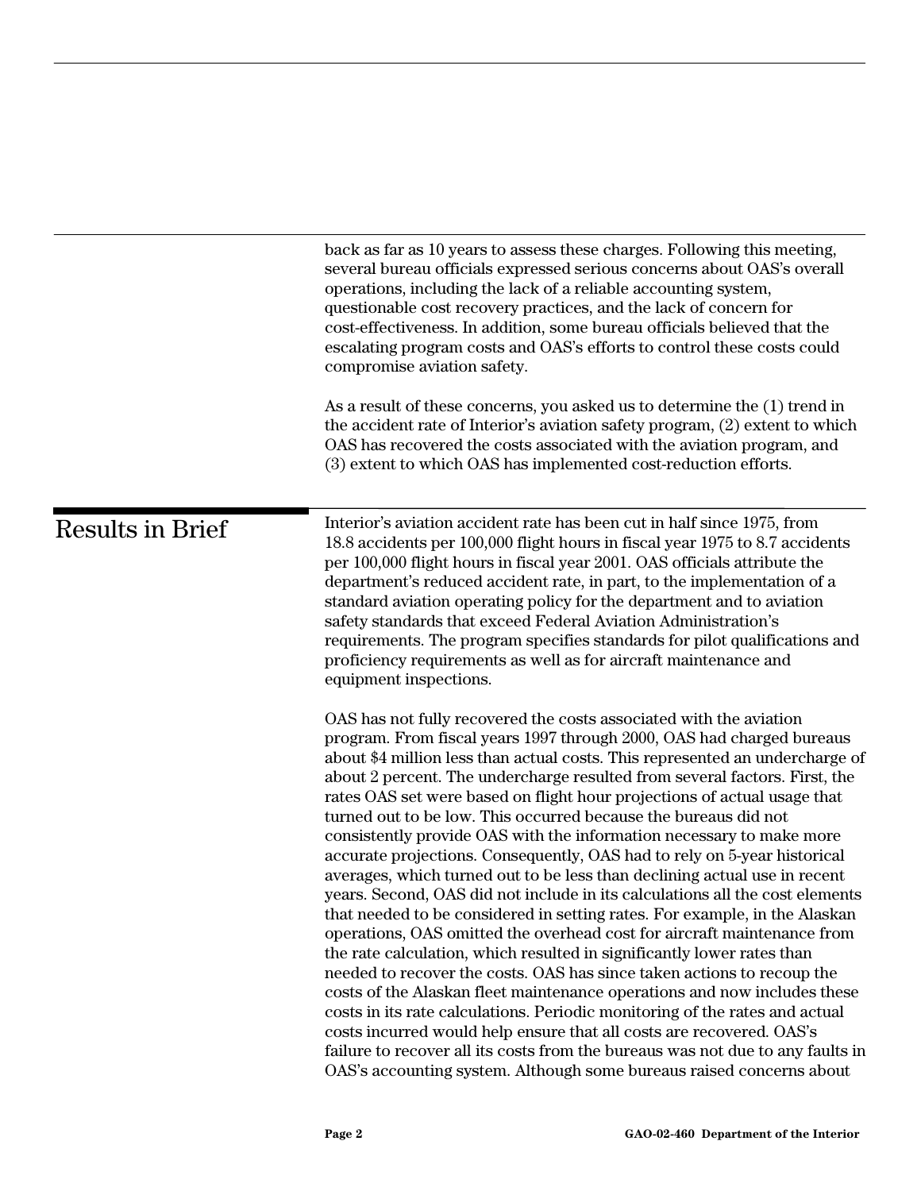back as far as 10 years to assess these charges. Following this meeting, several bureau officials expressed serious concerns about OAS's overall operations, including the lack of a reliable accounting system, questionable cost recovery practices, and the lack of concern for cost-effectiveness. In addition, some bureau officials believed that the escalating program costs and OAS's efforts to control these costs could compromise aviation safety.

As a result of these concerns, you asked us to determine the (1) trend in the accident rate of Interior's aviation safety program, (2) extent to which OAS has recovered the costs associated with the aviation program, and (3) extent to which OAS has implemented cost-reduction efforts.

## Results in Brief

Interior's aviation accident rate has been cut in half since 1975, from 18.8 accidents per 100,000 flight hours in fiscal year 1975 to 8.7 accidents per 100,000 flight hours in fiscal year 2001. OAS officials attribute the department's reduced accident rate, in part, to the implementation of a standard aviation operating policy for the department and to aviation safety standards that exceed Federal Aviation Administration's requirements. The program specifies standards for pilot qualifications and proficiency requirements as well as for aircraft maintenance and equipment inspections.

OAS has not fully recovered the costs associated with the aviation program. From fiscal years 1997 through 2000, OAS had charged bureaus about $4 million less than actual costs. This represented an undercharge of about 2 percent. The undercharge resulted from several factors. First, the rates OAS set were based on flight hour projections of actual usage that turned out to be low. This occurred because the bureaus did not consistently provide OAS with the information necessary to make more accurate projections. Consequently, OAS had to rely on 5-year historical averages, which turned out to be less than declining actual use in recent years. Second, OAS did not include in its calculations all the cost elements that needed to be considered in setting rates. For example, in the Alaskan operations, OAS omitted the overhead cost for aircraft maintenance from the rate calculation, which resulted in significantly lower rates than needed to recover the costs. OAS has since taken actions to recoup the costs of the Alaskan fleet maintenance operations and now includes these costs in its rate calculations. Periodic monitoring of the rates and actual costs incurred would help ensure that all costs are recovered. OAS's failure to recover all its costs from the bureaus was not due to any faults in OAS's accounting system. Although some bureaus raised concerns about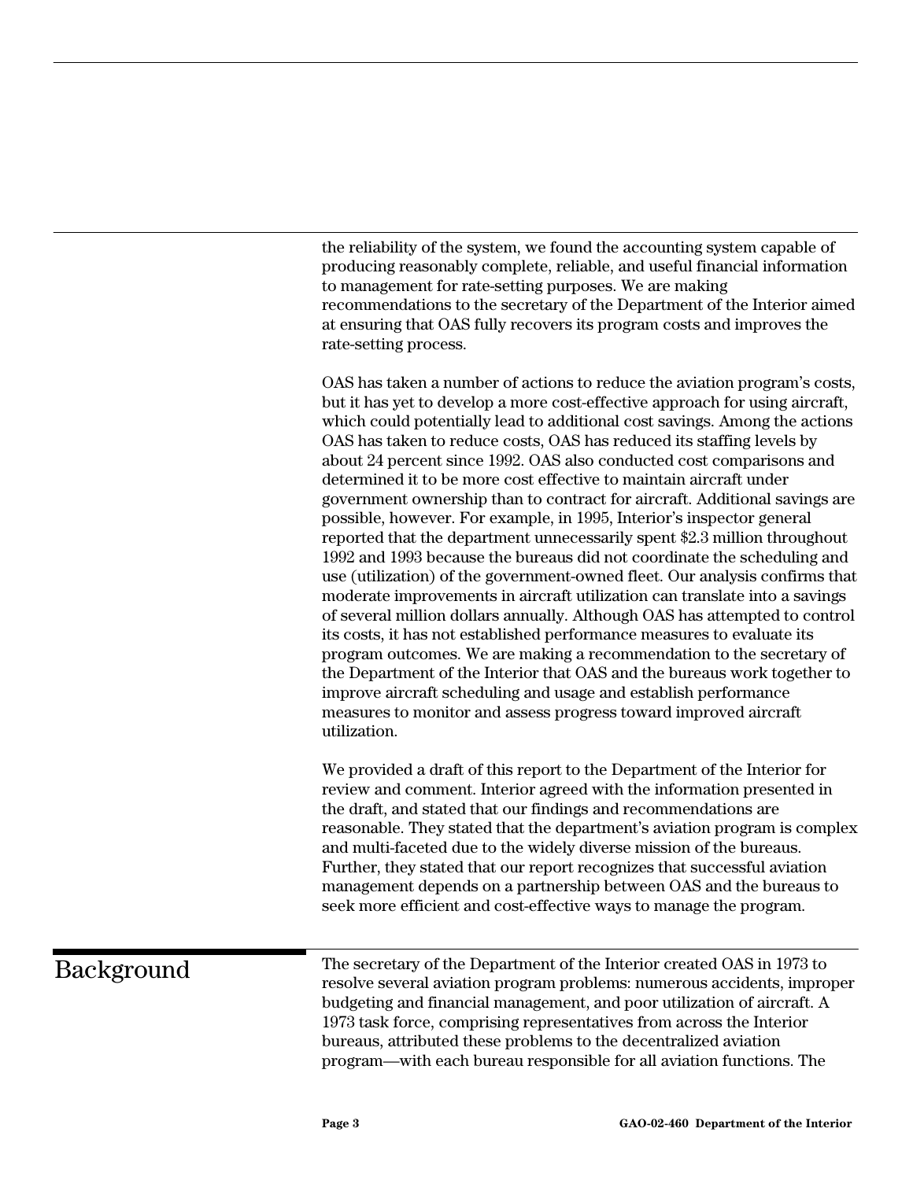the reliability of the system, we found the accounting system capable of producing reasonably complete, reliable, and useful financial information to management for rate-setting purposes. We are making recommendations to the secretary of the Department of the Interior aimed at ensuring that OAS fully recovers its program costs and improves the rate-setting process.

OAS has taken a number of actions to reduce the aviation program's costs, but it has yet to develop a more cost-effective approach for using aircraft, which could potentially lead to additional cost savings. Among the actions OAS has taken to reduce costs, OAS has reduced its staffing levels by about 24 percent since 1992. OAS also conducted cost comparisons and determined it to be more cost effective to maintain aircraft under government ownership than to contract for aircraft. Additional savings are possible, however. For example, in 1995, Interior's inspector general reported that the department unnecessarily spent $2.3 million throughout 1992 and 1993 because the bureaus did not coordinate the scheduling and use (utilization) of the government-owned fleet. Our analysis confirms that moderate improvements in aircraft utilization can translate into a savings of several million dollars annually. Although OAS has attempted to control its costs, it has not established performance measures to evaluate its program outcomes. We are making a recommendation to the secretary of the Department of the Interior that OAS and the bureaus work together to improve aircraft scheduling and usage and establish performance measures to monitor and assess progress toward improved aircraft utilization.

We provided a draft of this report to the Department of the Interior for review and comment. Interior agreed with the information presented in the draft, and stated that our findings and recommendations are reasonable. They stated that the department's aviation program is complex and multi-faceted due to the widely diverse mission of the bureaus. Further, they stated that our report recognizes that successful aviation management depends on a partnership between OAS and the bureaus to seek more efficient and cost-effective ways to manage the program.

## Background

The secretary of the Department of the Interior created OAS in 1973 to resolve several aviation program problems: numerous accidents, improper budgeting and financial management, and poor utilization of aircraft. A 1973 task force, comprising representatives from across the Interior bureaus, attributed these problems to the decentralized aviation program—with each bureau responsible for all aviation functions. The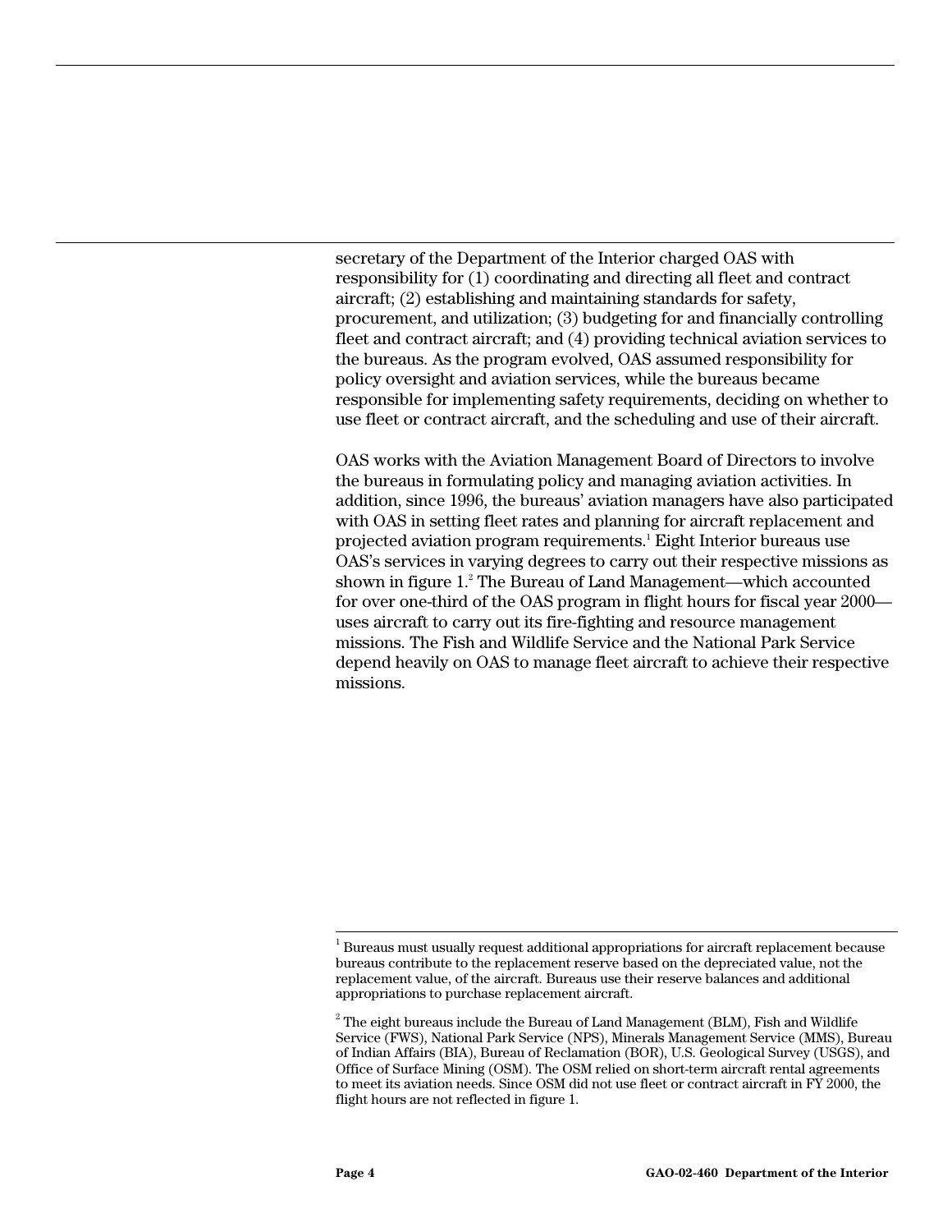secretary of the Department of the Interior charged OAS with responsibility for (1) coordinating and directing all fleet and contract aircraft; (2) establishing and maintaining standards for safety, procurement, and utilization; (3) budgeting for and financially controlling fleet and contract aircraft; and (4) providing technical aviation services to the bureaus. As the program evolved, OAS assumed responsibility for policy oversight and aviation services, while the bureaus became responsible for implementing safety requirements, deciding on whether to use fleet or contract aircraft, and the scheduling and use of their aircraft.

OAS works with the Aviation Management Board of Directors to involve the bureaus in formulating policy and managing aviation activities. In addition, since 1996, the bureaus' aviation managers have also participated with OAS in setting fleet rates and planning for aircraft replacement and projected aviation program requirements.[1] Eight Interior bureaus use OAS's services in varying degrees to carry out their respective missions as shown in figure 1.[2] The Bureau of Land Management—which accounted for over one-third of the OAS program in flight hours for fiscal year 2000—uses aircraft to carry out its fire-fighting and resource management missions. The Fish and Wildlife Service and the National Park Service depend heavily on OAS to manage fleet aircraft to achieve their respective missions.

---

[1] Bureaus must usually request additional appropriations for aircraft replacement because bureaus contribute to the replacement reserve based on the depreciated value, not the replacement value, of the aircraft. Bureaus use their reserve balances and additional appropriations to purchase replacement aircraft.

[2] The eight bureaus include the Bureau of Land Management (BLM), Fish and Wildlife Service (FWS), National Park Service (NPS), Minerals Management Service (MMS), Bureau of Indian Affairs (BIA), Bureau of Reclamation (BOR), U.S. Geological Survey (USGS), and Office of Surface Mining (OSM). The OSM relied on short-term aircraft rental agreements to meet its aviation needs. Since OSM did not use fleet or contract aircraft in FY 2000, the flight hours are not reflected in figure 1.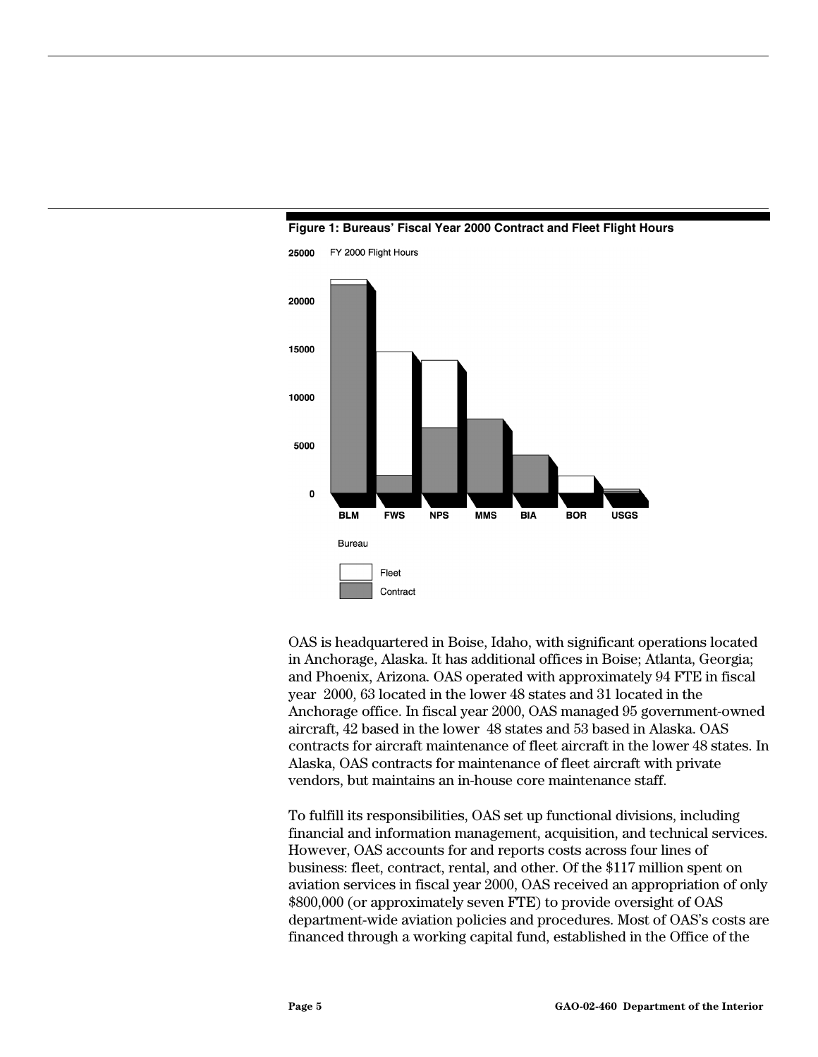**Figure 1: Bureaus' Fiscal Year 2000 Contract and Fleet Flight Hours**

OAS is headquartered in Boise, Idaho, with significant operations located in Anchorage, Alaska. It has additional offices in Boise; Atlanta, Georgia; and Phoenix, Arizona. OAS operated with approximately 94 FTE in fiscal year 2000, 63 located in the lower 48 states and 31 located in the Anchorage office. In fiscal year 2000, OAS managed 95 government-owned aircraft, 42 based in the lower 48 states and 53 based in Alaska. OAS contracts for aircraft maintenance of fleet aircraft in the lower 48 states. In Alaska, OAS contracts for maintenance of fleet aircraft with private vendors, but maintains an in-house core maintenance staff.

To fulfill its responsibilities, OAS set up functional divisions, including financial and information management, acquisition, and technical services. However, OAS accounts for and reports costs across four lines of business: fleet, contract, rental, and other. Of the $117 million spent on aviation services in fiscal year 2000, OAS received an appropriation of only $800,000 (or approximately seven FTE) to provide oversight of OAS department-wide aviation policies and procedures. Most of OAS's costs are financed through a working capital fund, established in the Office of the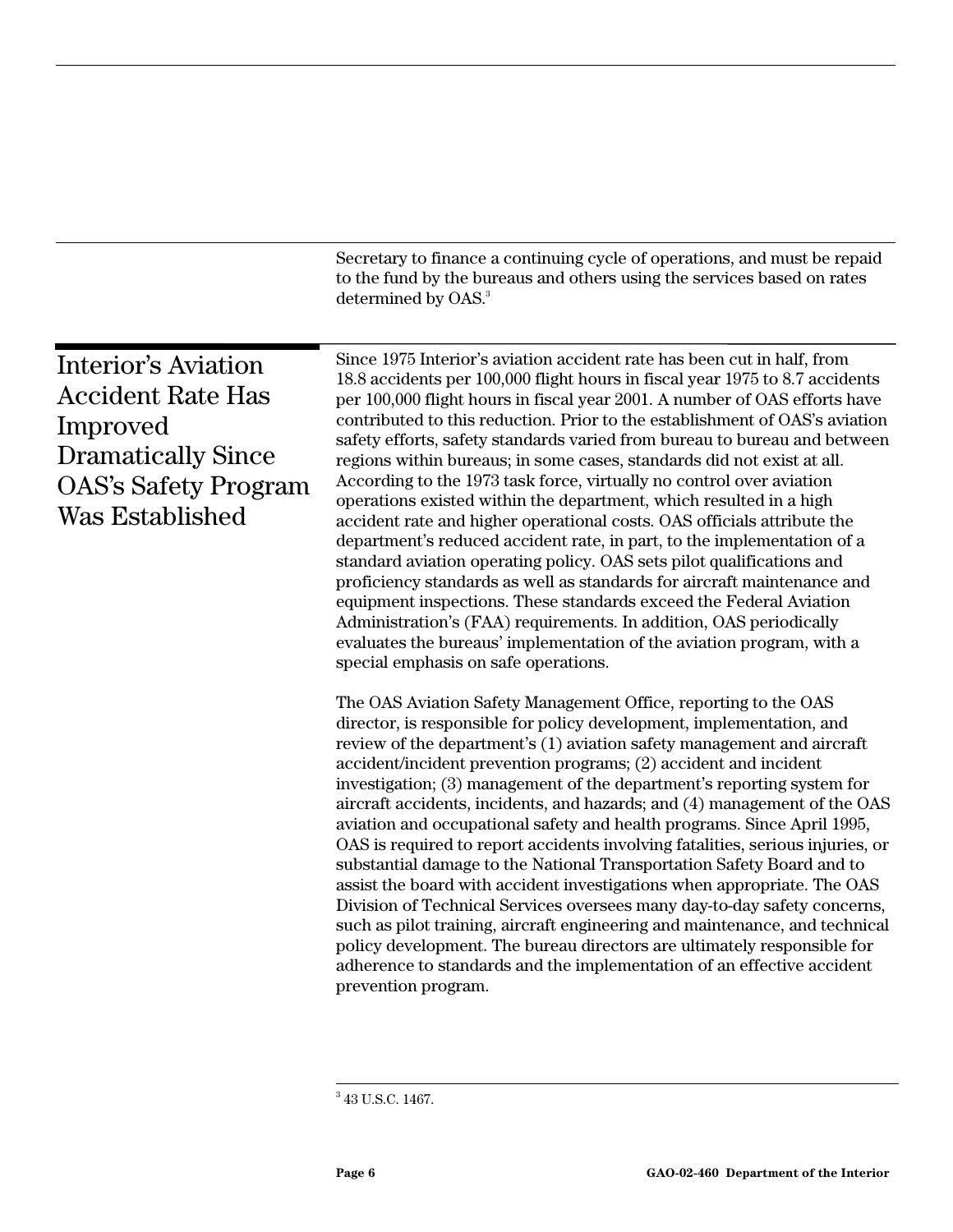Secretary to finance a continuing cycle of operations, and must be repaid to the fund by the bureaus and others using the services based on rates determined by OAS.[3]

## Interior's Aviation Accident Rate Has Improved Dramatically Since OAS's Safety Program Was Established

Since 1975 Interior's aviation accident rate has been cut in half, from 18.8 accidents per 100,000 flight hours in fiscal year 1975 to 8.7 accidents per 100,000 flight hours in fiscal year 2001. A number of OAS efforts have contributed to this reduction. Prior to the establishment of OAS's aviation safety efforts, safety standards varied from bureau to bureau and between regions within bureaus; in some cases, standards did not exist at all. According to the 1973 task force, virtually no control over aviation operations existed within the department, which resulted in a high accident rate and higher operational costs. OAS officials attribute the department's reduced accident rate, in part, to the implementation of a standard aviation operating policy. OAS sets pilot qualifications and proficiency standards as well as standards for aircraft maintenance and equipment inspections. These standards exceed the Federal Aviation Administration's (FAA) requirements. In addition, OAS periodically evaluates the bureaus' implementation of the aviation program, with a special emphasis on safe operations.

The OAS Aviation Safety Management Office, reporting to the OAS director, is responsible for policy development, implementation, and review of the department's (1) aviation safety management and aircraft accident/incident prevention programs; (2) accident and incident investigation; (3) management of the department's reporting system for aircraft accidents, incidents, and hazards; and (4) management of the OAS aviation and occupational safety and health programs. Since April 1995, OAS is required to report accidents involving fatalities, serious injuries, or substantial damage to the National Transportation Safety Board and to assist the board with accident investigations when appropriate. The OAS Division of Technical Services oversees many day-to-day safety concerns, such as pilot training, aircraft engineering and maintenance, and technical policy development. The bureau directors are ultimately responsible for adherence to standards and the implementation of an effective accident prevention program.

---

[3] 43 U.S.C. 1467.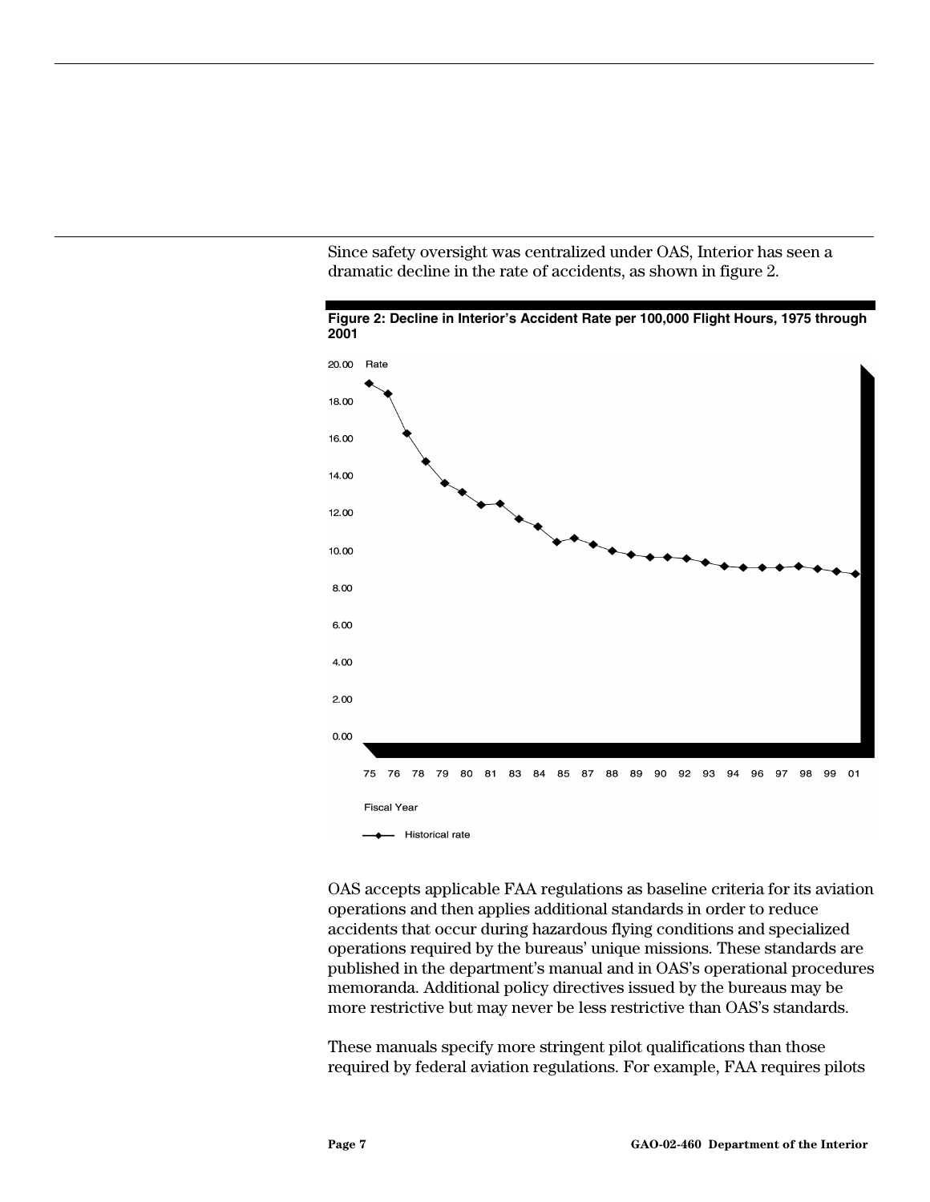Since safety oversight was centralized under OAS, Interior has seen a dramatic decline in the rate of accidents, as shown in figure 2.

**Figure 2: Decline in Interior's Accident Rate per 100,000 Flight Hours, 1975 through 2001**

OAS accepts applicable FAA regulations as baseline criteria for its aviation operations and then applies additional standards in order to reduce accidents that occur during hazardous flying conditions and specialized operations required by the bureaus' unique missions. These standards are published in the department's manual and in OAS's operational procedures memoranda. Additional policy directives issued by the bureaus may be more restrictive but may never be less restrictive than OAS's standards.

These manuals specify more stringent pilot qualifications than those required by federal aviation regulations. For example, FAA requires pilots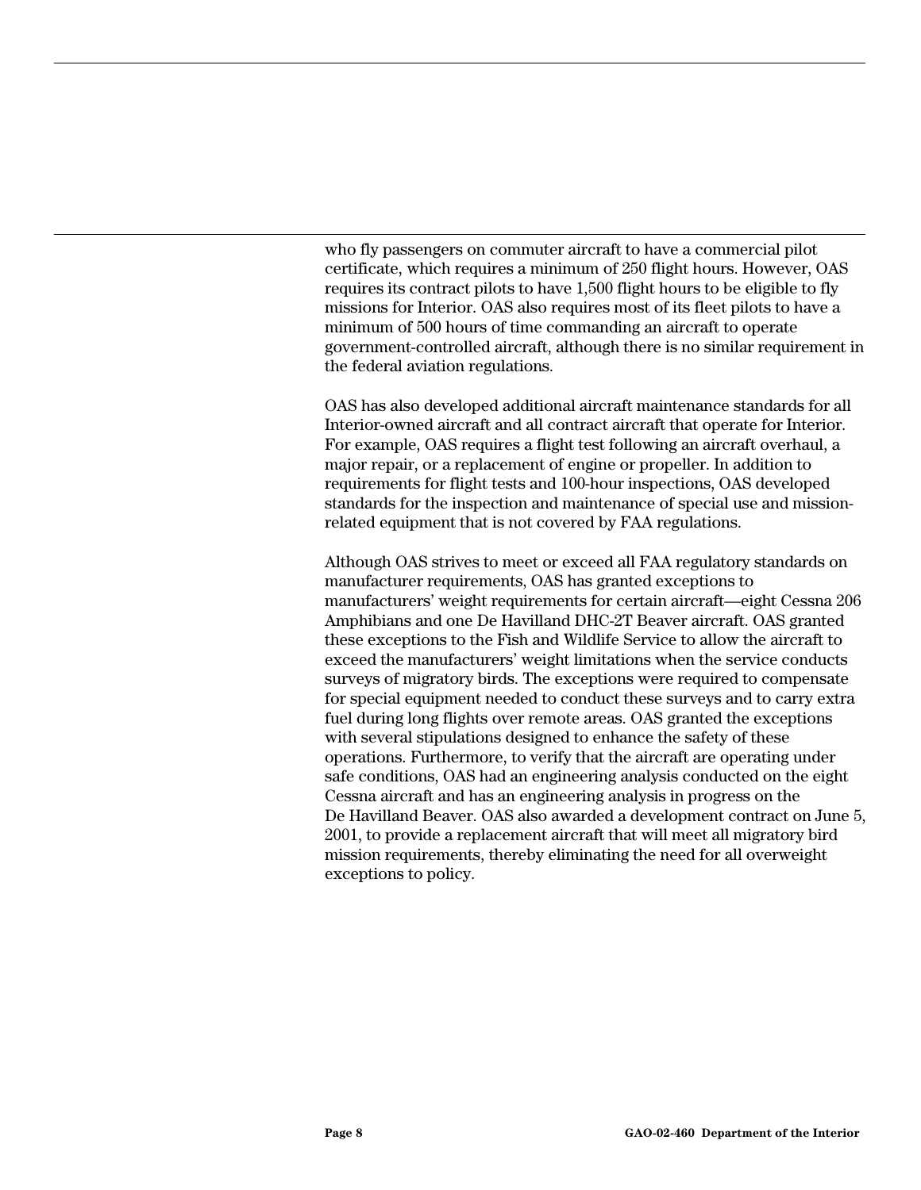who fly passengers on commuter aircraft to have a commercial pilot certificate, which requires a minimum of 250 flight hours. However, OAS requires its contract pilots to have 1,500 flight hours to be eligible to fly missions for Interior. OAS also requires most of its fleet pilots to have a minimum of 500 hours of time commanding an aircraft to operate government-controlled aircraft, although there is no similar requirement in the federal aviation regulations.

OAS has also developed additional aircraft maintenance standards for all Interior-owned aircraft and all contract aircraft that operate for Interior. For example, OAS requires a flight test following an aircraft overhaul, a major repair, or a replacement of engine or propeller. In addition to requirements for flight tests and 100-hour inspections, OAS developed standards for the inspection and maintenance of special use and mission-related equipment that is not covered by FAA regulations.

Although OAS strives to meet or exceed all FAA regulatory standards on manufacturer requirements, OAS has granted exceptions to manufacturers' weight requirements for certain aircraft—eight Cessna 206 Amphibians and one De Havilland DHC-2T Beaver aircraft. OAS granted these exceptions to the Fish and Wildlife Service to allow the aircraft to exceed the manufacturers' weight limitations when the service conducts surveys of migratory birds. The exceptions were required to compensate for special equipment needed to conduct these surveys and to carry extra fuel during long flights over remote areas. OAS granted the exceptions with several stipulations designed to enhance the safety of these operations. Furthermore, to verify that the aircraft are operating under safe conditions, OAS had an engineering analysis conducted on the eight Cessna aircraft and has an engineering analysis in progress on the De Havilland Beaver. OAS also awarded a development contract on June 5, 2001, to provide a replacement aircraft that will meet all migratory bird mission requirements, thereby eliminating the need for all overweight exceptions to policy.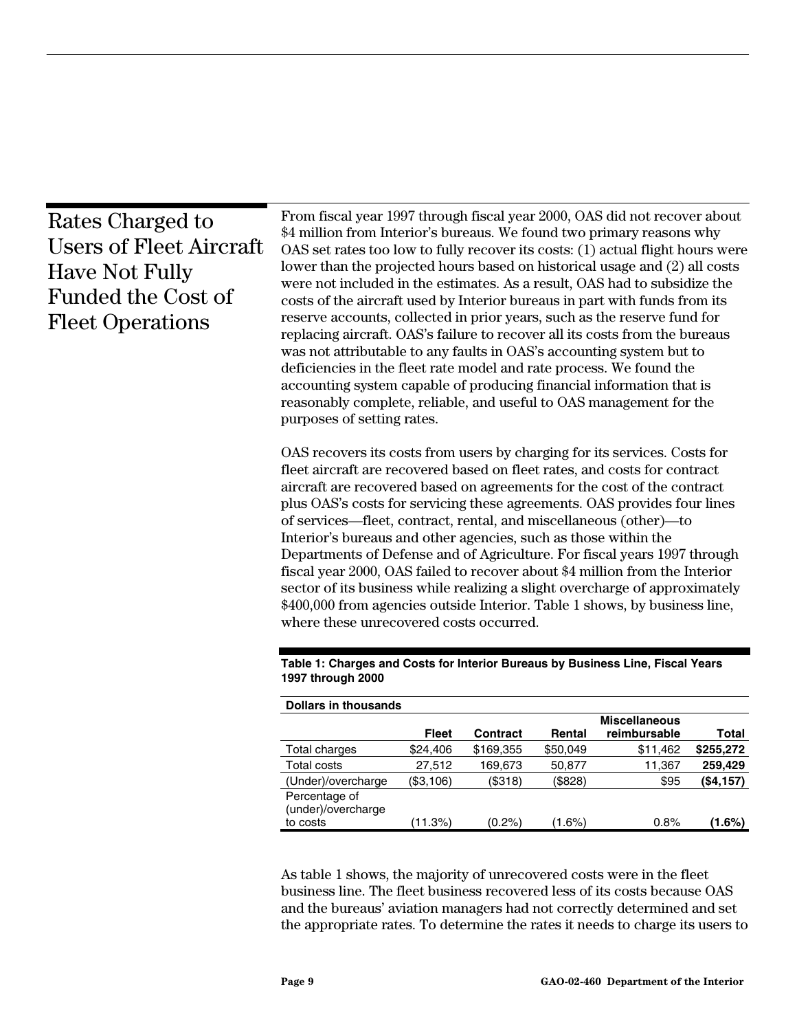## Rates Charged to Users of Fleet Aircraft Have Not Fully Funded the Cost of Fleet Operations

From fiscal year 1997 through fiscal year 2000, OAS did not recover about $4 million from Interior's bureaus. We found two primary reasons why OAS set rates too low to fully recover its costs: (1) actual flight hours were lower than the projected hours based on historical usage and (2) all costs were not included in the estimates. As a result, OAS had to subsidize the costs of the aircraft used by Interior bureaus in part with funds from its reserve accounts, collected in prior years, such as the reserve fund for replacing aircraft. OAS's failure to recover all its costs from the bureaus was not attributable to any faults in OAS's accounting system but to deficiencies in the fleet rate model and rate process. We found the accounting system capable of producing financial information that is reasonably complete, reliable, and useful to OAS management for the purposes of setting rates.

OAS recovers its costs from users by charging for its services. Costs for fleet aircraft are recovered based on fleet rates, and costs for contract aircraft are recovered based on agreements for the cost of the contract plus OAS's costs for servicing these agreements. OAS provides four lines of services—fleet, contract, rental, and miscellaneous (other)—to Interior's bureaus and other agencies, such as those within the Departments of Defense and of Agriculture. For fiscal years 1997 through fiscal year 2000, OAS failed to recover about $4 million from the Interior sector of its business while realizing a slight overcharge of approximately $400,000 from agencies outside Interior. Table 1 shows, by business line, where these unrecovered costs occurred.

**Table 1: Charges and Costs for Interior Bureaus by Business Line, Fiscal Years 1997 through 2000**

Dollars in thousands

| | Fleet | Contract | Rental | Miscellaneous reimbursable | Total |
|---|---|---|---|---|---|
| Total charges | $24,406 | $169,355 | $50,049 | $11,462 | **$255,272** |
| Total costs | 27,512 | 169,673 | 50,877 | 11,367 | **259,429** |
| (Under)/overcharge | ($3,106) | ($318) | ($828) | $95 | **($4,157)** |
| Percentage of (under)/overcharge to costs | (11.3%) | (0.2%) | (1.6%) | 0.8% | **(1.6%)** |

As table 1 shows, the majority of unrecovered costs were in the fleet business line. The fleet business recovered less of its costs because OAS and the bureaus' aviation managers had not correctly determined and set the appropriate rates. To determine the rates it needs to charge its users to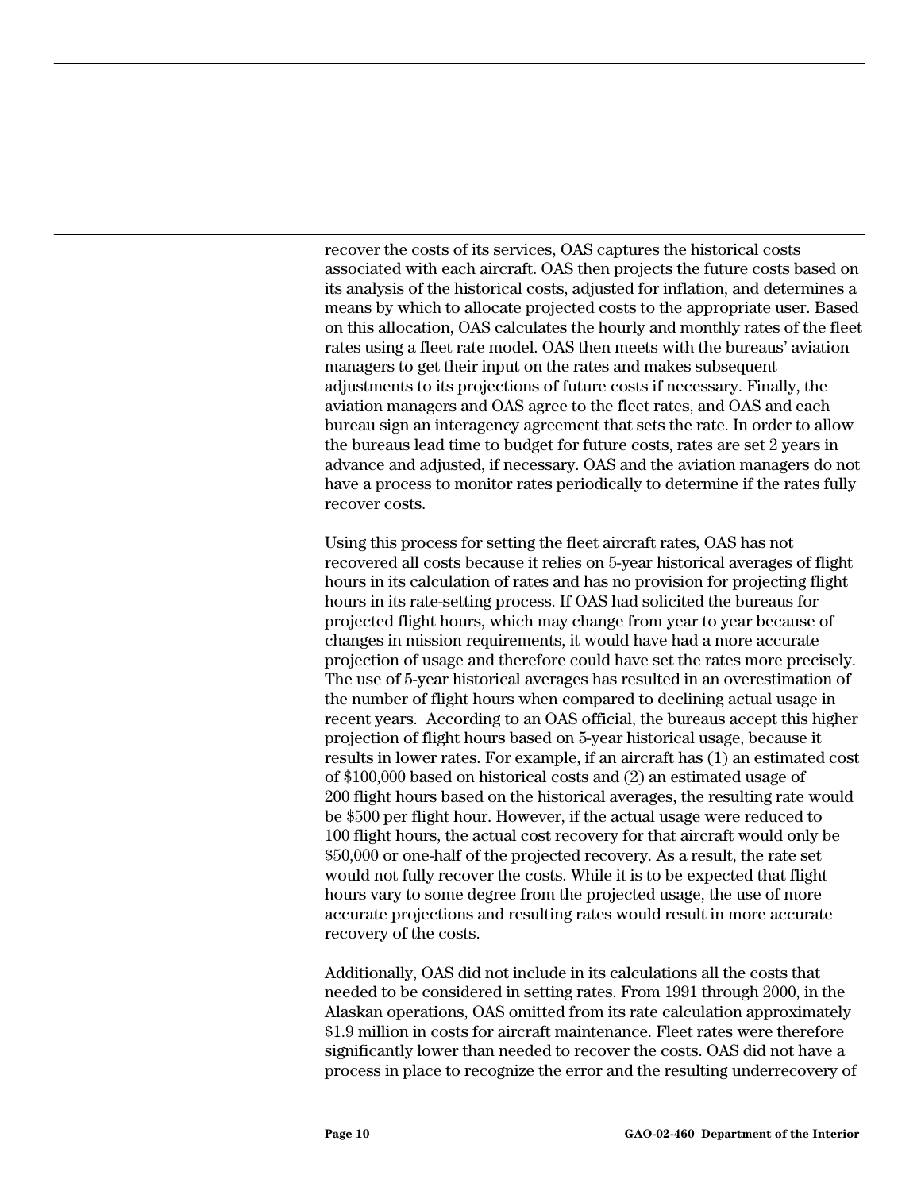recover the costs of its services, OAS captures the historical costs associated with each aircraft. OAS then projects the future costs based on its analysis of the historical costs, adjusted for inflation, and determines a means by which to allocate projected costs to the appropriate user. Based on this allocation, OAS calculates the hourly and monthly rates of the fleet rates using a fleet rate model. OAS then meets with the bureaus' aviation managers to get their input on the rates and makes subsequent adjustments to its projections of future costs if necessary. Finally, the aviation managers and OAS agree to the fleet rates, and OAS and each bureau sign an interagency agreement that sets the rate. In order to allow the bureaus lead time to budget for future costs, rates are set 2 years in advance and adjusted, if necessary. OAS and the aviation managers do not have a process to monitor rates periodically to determine if the rates fully recover costs.

Using this process for setting the fleet aircraft rates, OAS has not recovered all costs because it relies on 5-year historical averages of flight hours in its calculation of rates and has no provision for projecting flight hours in its rate-setting process. If OAS had solicited the bureaus for projected flight hours, which may change from year to year because of changes in mission requirements, it would have had a more accurate projection of usage and therefore could have set the rates more precisely. The use of 5-year historical averages has resulted in an overestimation of the number of flight hours when compared to declining actual usage in recent years. According to an OAS official, the bureaus accept this higher projection of flight hours based on 5-year historical usage, because it results in lower rates. For example, if an aircraft has (1) an estimated cost of $100,000 based on historical costs and (2) an estimated usage of 200 flight hours based on the historical averages, the resulting rate would be $500 per flight hour. However, if the actual usage were reduced to 100 flight hours, the actual cost recovery for that aircraft would only be $50,000 or one-half of the projected recovery. As a result, the rate set would not fully recover the costs. While it is to be expected that flight hours vary to some degree from the projected usage, the use of more accurate projections and resulting rates would result in more accurate recovery of the costs.

Additionally, OAS did not include in its calculations all the costs that needed to be considered in setting rates. From 1991 through 2000, in the Alaskan operations, OAS omitted from its rate calculation approximately $1.9 million in costs for aircraft maintenance. Fleet rates were therefore significantly lower than needed to recover the costs. OAS did not have a process in place to recognize the error and the resulting underrecovery of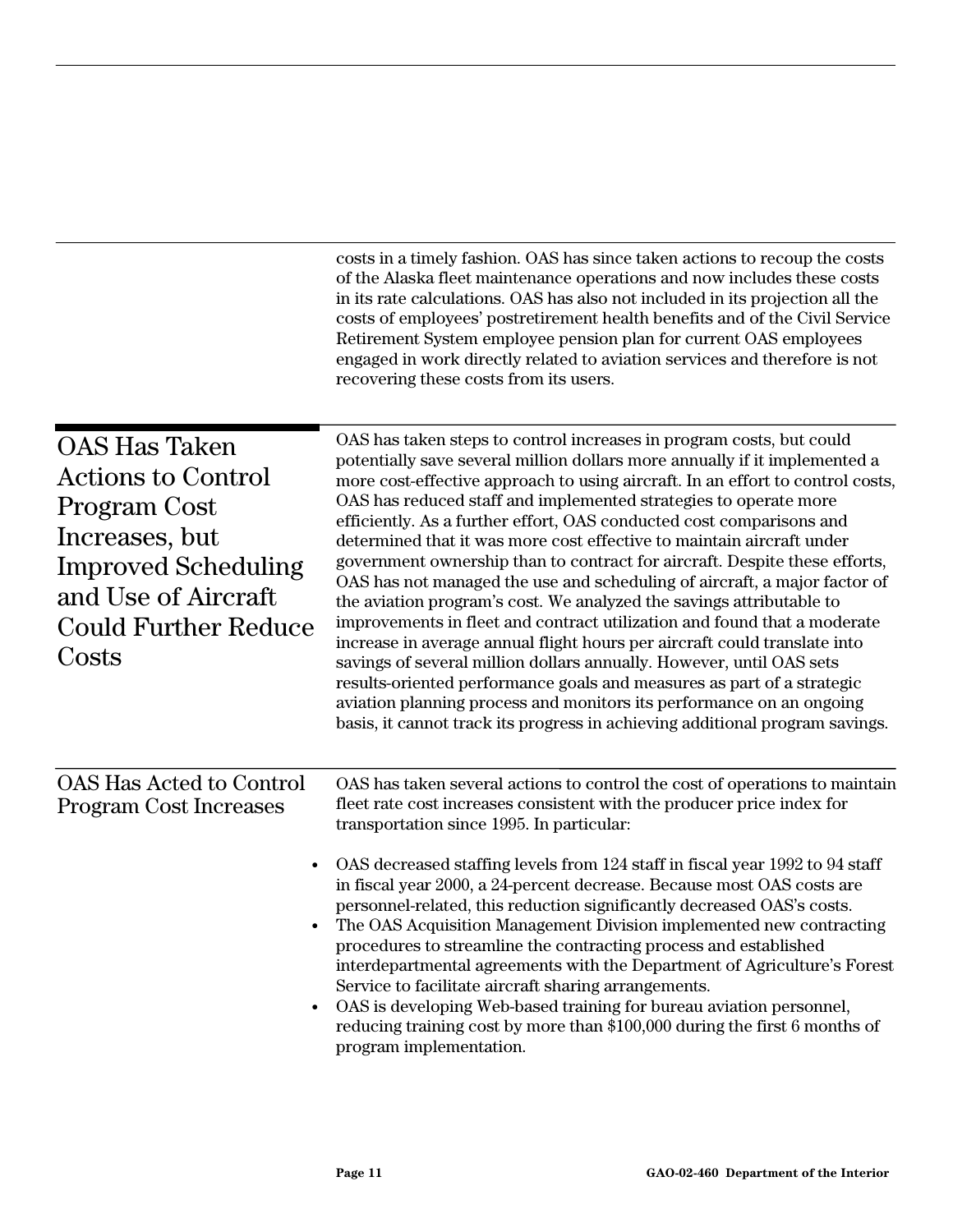costs in a timely fashion. OAS has since taken actions to recoup the costs of the Alaska fleet maintenance operations and now includes these costs in its rate calculations. OAS has also not included in its projection all the costs of employees' postretirement health benefits and of the Civil Service Retirement System employee pension plan for current OAS employees engaged in work directly related to aviation services and therefore is not recovering these costs from its users.

## OAS Has Taken Actions to Control Program Cost Increases, but Improved Scheduling and Use of Aircraft Could Further Reduce Costs

OAS has taken steps to control increases in program costs, but could potentially save several million dollars more annually if it implemented a more cost-effective approach to using aircraft. In an effort to control costs, OAS has reduced staff and implemented strategies to operate more efficiently. As a further effort, OAS conducted cost comparisons and determined that it was more cost effective to maintain aircraft under government ownership than to contract for aircraft. Despite these efforts, OAS has not managed the use and scheduling of aircraft, a major factor of the aviation program's cost. We analyzed the savings attributable to improvements in fleet and contract utilization and found that a moderate increase in average annual flight hours per aircraft could translate into savings of several million dollars annually. However, until OAS sets results-oriented performance goals and measures as part of a strategic aviation planning process and monitors its performance on an ongoing basis, it cannot track its progress in achieving additional program savings.

### OAS Has Acted to Control Program Cost Increases

OAS has taken several actions to control the cost of operations to maintain fleet rate cost increases consistent with the producer price index for transportation since 1995. In particular:

- OAS decreased staffing levels from 124 staff in fiscal year 1992 to 94 staff in fiscal year 2000, a 24-percent decrease. Because most OAS costs are personnel-related, this reduction significantly decreased OAS's costs.
- The OAS Acquisition Management Division implemented new contracting procedures to streamline the contracting process and established interdepartmental agreements with the Department of Agriculture's Forest Service to facilitate aircraft sharing arrangements.
- OAS is developing Web-based training for bureau aviation personnel, reducing training cost by more than $100,000 during the first 6 months of program implementation.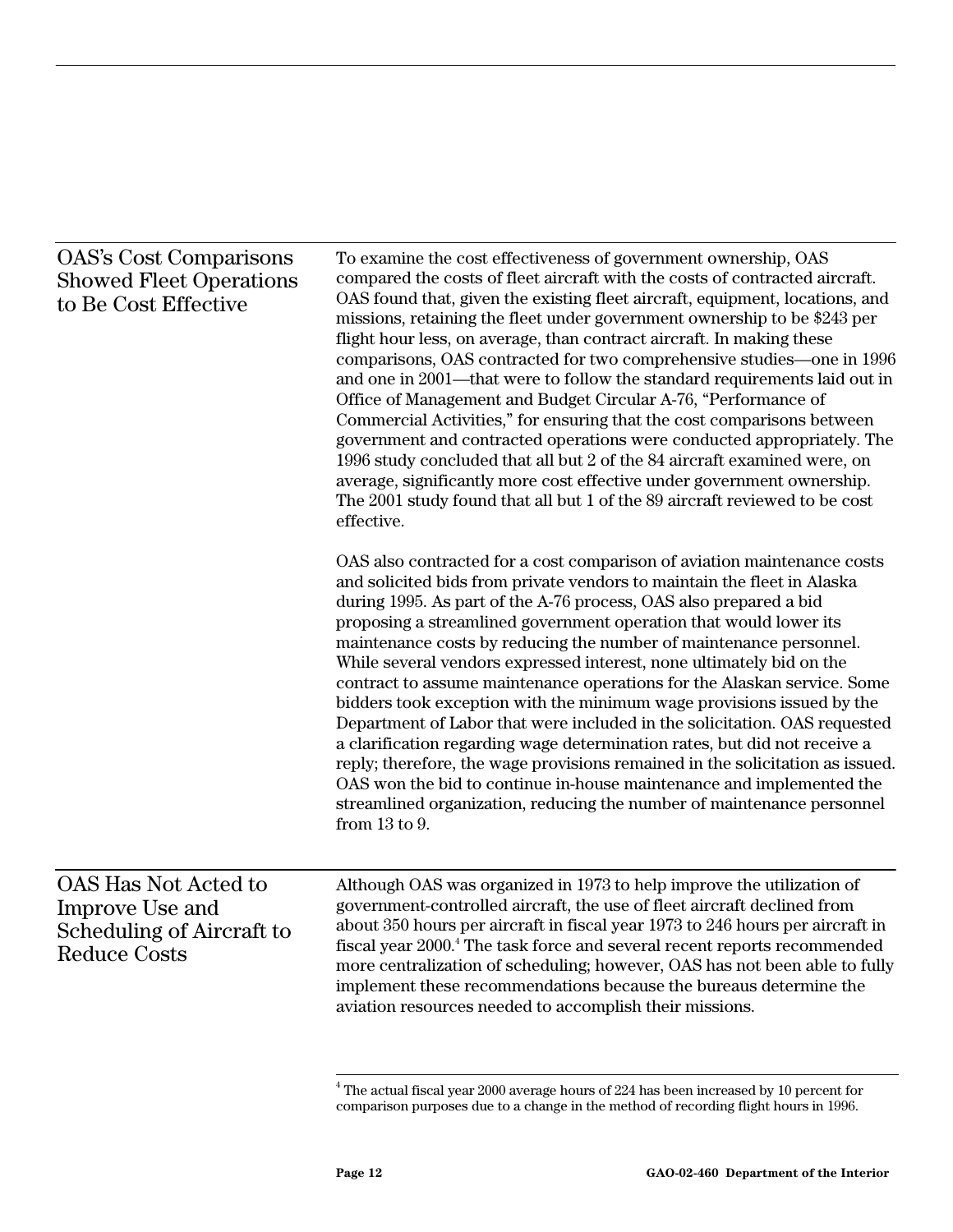## OAS's Cost Comparisons Showed Fleet Operations to Be Cost Effective

To examine the cost effectiveness of government ownership, OAS compared the costs of fleet aircraft with the costs of contracted aircraft. OAS found that, given the existing fleet aircraft, equipment, locations, and missions, retaining the fleet under government ownership to be $243 per flight hour less, on average, than contract aircraft. In making these comparisons, OAS contracted for two comprehensive studies—one in 1996 and one in 2001—that were to follow the standard requirements laid out in Office of Management and Budget Circular A-76, "Performance of Commercial Activities," for ensuring that the cost comparisons between government and contracted operations were conducted appropriately. The 1996 study concluded that all but 2 of the 84 aircraft examined were, on average, significantly more cost effective under government ownership. The 2001 study found that all but 1 of the 89 aircraft reviewed to be cost effective.

OAS also contracted for a cost comparison of aviation maintenance costs and solicited bids from private vendors to maintain the fleet in Alaska during 1995. As part of the A-76 process, OAS also prepared a bid proposing a streamlined government operation that would lower its maintenance costs by reducing the number of maintenance personnel. While several vendors expressed interest, none ultimately bid on the contract to assume maintenance operations for the Alaskan service. Some bidders took exception with the minimum wage provisions issued by the Department of Labor that were included in the solicitation. OAS requested a clarification regarding wage determination rates, but did not receive a reply; therefore, the wage provisions remained in the solicitation as issued. OAS won the bid to continue in-house maintenance and implemented the streamlined organization, reducing the number of maintenance personnel from 13 to 9.

## OAS Has Not Acted to Improve Use and Scheduling of Aircraft to Reduce Costs

Although OAS was organized in 1973 to help improve the utilization of government-controlled aircraft, the use of fleet aircraft declined from about 350 hours per aircraft in fiscal year 1973 to 246 hours per aircraft in fiscal year 2000.[4] The task force and several recent reports recommended more centralization of scheduling; however, OAS has not been able to fully implement these recommendations because the bureaus determine the aviation resources needed to accomplish their missions.

[4] The actual fiscal year 2000 average hours of 224 has been increased by 10 percent for comparison purposes due to a change in the method of recording flight hours in 1996.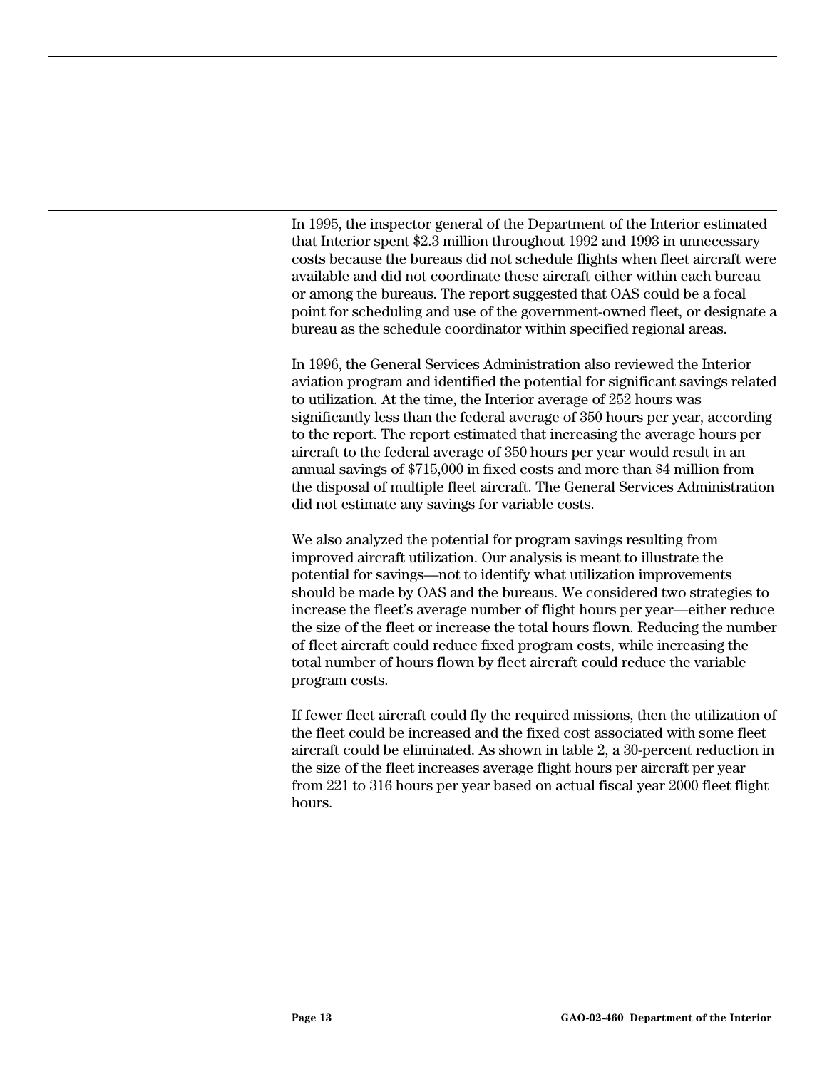In 1995, the inspector general of the Department of the Interior estimated that Interior spent $2.3 million throughout 1992 and 1993 in unnecessary costs because the bureaus did not schedule flights when fleet aircraft were available and did not coordinate these aircraft either within each bureau or among the bureaus. The report suggested that OAS could be a focal point for scheduling and use of the government-owned fleet, or designate a bureau as the schedule coordinator within specified regional areas.

In 1996, the General Services Administration also reviewed the Interior aviation program and identified the potential for significant savings related to utilization. At the time, the Interior average of 252 hours was significantly less than the federal average of 350 hours per year, according to the report. The report estimated that increasing the average hours per aircraft to the federal average of 350 hours per year would result in an annual savings of $715,000 in fixed costs and more than $4 million from the disposal of multiple fleet aircraft. The General Services Administration did not estimate any savings for variable costs.

We also analyzed the potential for program savings resulting from improved aircraft utilization. Our analysis is meant to illustrate the potential for savings—not to identify what utilization improvements should be made by OAS and the bureaus. We considered two strategies to increase the fleet's average number of flight hours per year—either reduce the size of the fleet or increase the total hours flown. Reducing the number of fleet aircraft could reduce fixed program costs, while increasing the total number of hours flown by fleet aircraft could reduce the variable program costs.

If fewer fleet aircraft could fly the required missions, then the utilization of the fleet could be increased and the fixed cost associated with some fleet aircraft could be eliminated. As shown in table 2, a 30-percent reduction in the size of the fleet increases average flight hours per aircraft per year from 221 to 316 hours per year based on actual fiscal year 2000 fleet flight hours.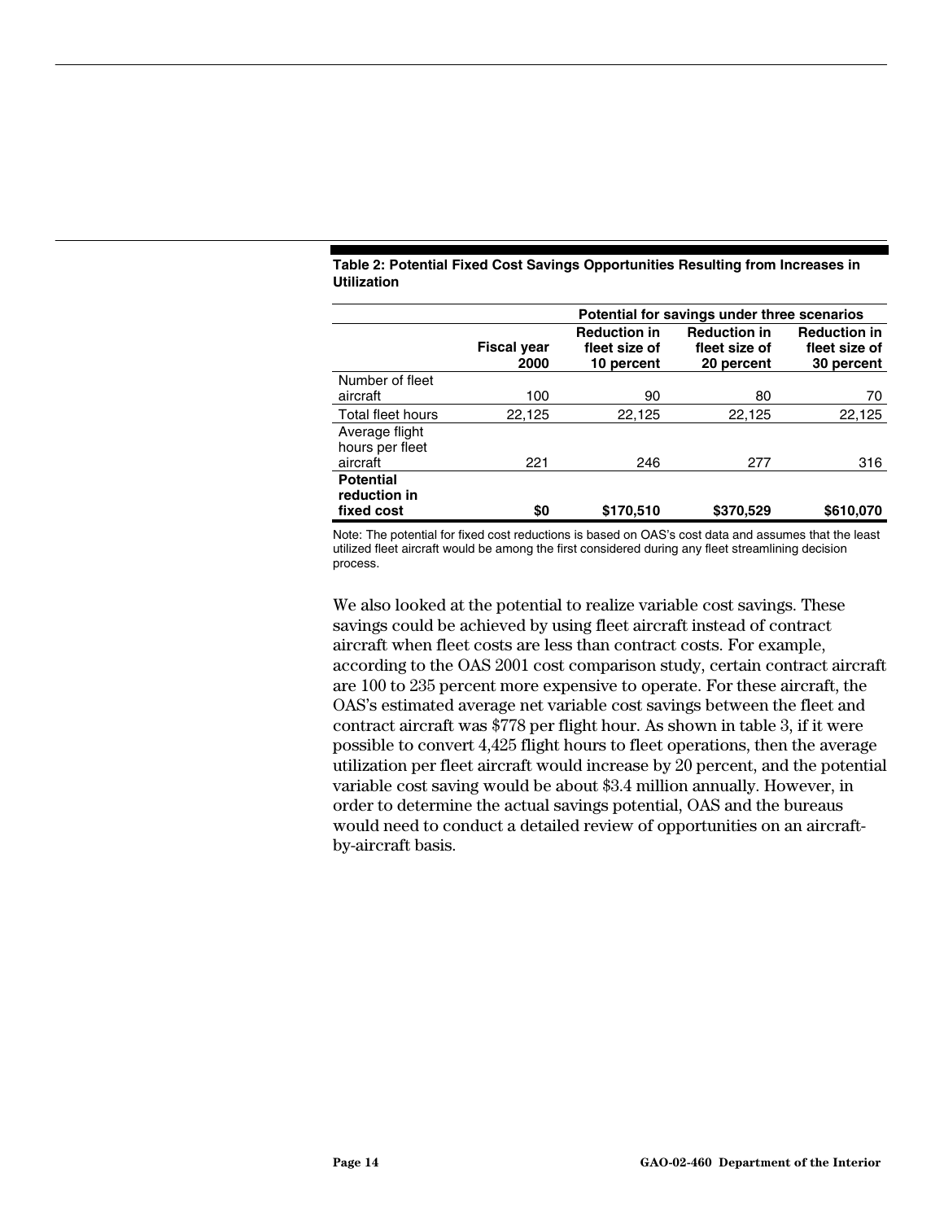**Table 2: Potential Fixed Cost Savings Opportunities Resulting from Increases in Utilization**

| | | Potential for savings under three scenarios | | |
|---|---|---|---|---|
| | Fiscal year 2000 | Reduction in fleet size of 10 percent | Reduction in fleet size of 20 percent | Reduction in fleet size of 30 percent |
| Number of fleet aircraft | 100 | 90 | 80 | 70 |
| Total fleet hours | 22,125 | 22,125 | 22,125 | 22,125 |
| Average flight hours per fleet aircraft | 221 | 246 | 277 | 316 |
| **Potential reduction in fixed cost** | **$0** | **$170,510** | **$370,529** | **$610,070** |

Note: The potential for fixed cost reductions is based on OAS's cost data and assumes that the least utilized fleet aircraft would be among the first considered during any fleet streamlining decision process.

We also looked at the potential to realize variable cost savings. These savings could be achieved by using fleet aircraft instead of contract aircraft when fleet costs are less than contract costs. For example, according to the OAS 2001 cost comparison study, certain contract aircraft are 100 to 235 percent more expensive to operate. For these aircraft, the OAS's estimated average net variable cost savings between the fleet and contract aircraft was $778 per flight hour. As shown in table 3, if it were possible to convert 4,425 flight hours to fleet operations, then the average utilization per fleet aircraft would increase by 20 percent, and the potential variable cost saving would be about $3.4 million annually. However, in order to determine the actual savings potential, OAS and the bureaus would need to conduct a detailed review of opportunities on an aircraft-by-aircraft basis.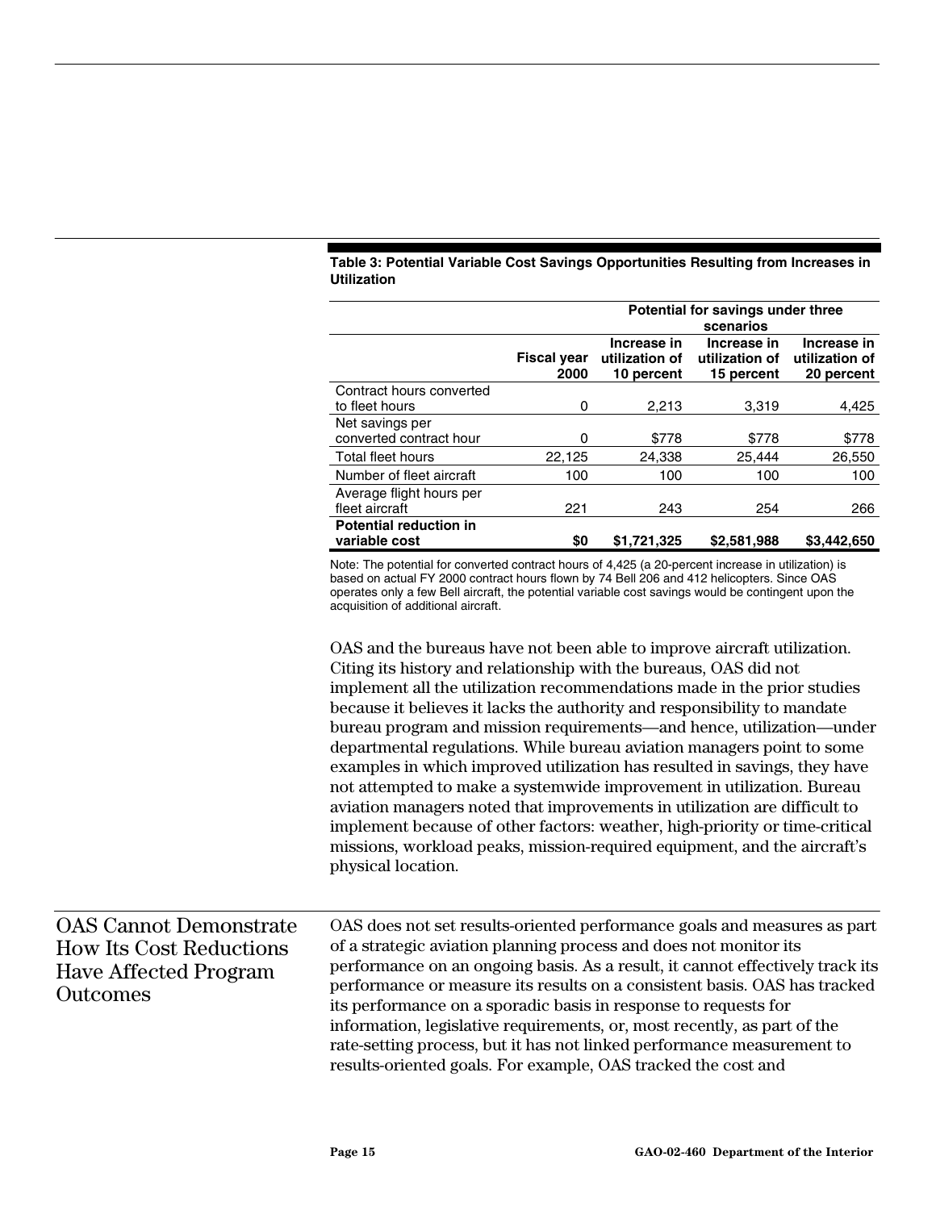**Table 3: Potential Variable Cost Savings Opportunities Resulting from Increases in Utilization**

| | | Potential for savings under three scenarios | | |
|---|---|---|---|---|
| | Fiscal year 2000 | Increase in utilization of 10 percent | Increase in utilization of 15 percent | Increase in utilization of 20 percent |
| Contract hours converted to fleet hours | 0 | 2,213 | 3,319 | 4,425 |
| Net savings per converted contract hour | 0 | $778 | $778 | $778 |
| Total fleet hours | 22,125 | 24,338 | 25,444 | 26,550 |
| Number of fleet aircraft | 100 | 100 | 100 | 100 |
| Average flight hours per fleet aircraft | 221 | 243 | 254 | 266 |
| **Potential reduction in variable cost** | **$0** | **$1,721,325** | **$2,581,988** | **$3,442,650** |

Note: The potential for converted contract hours of 4,425 (a 20-percent increase in utilization) is based on actual FY 2000 contract hours flown by 74 Bell 206 and 412 helicopters. Since OAS operates only a few Bell aircraft, the potential variable cost savings would be contingent upon the acquisition of additional aircraft.

OAS and the bureaus have not been able to improve aircraft utilization. Citing its history and relationship with the bureaus, OAS did not implement all the utilization recommendations made in the prior studies because it believes it lacks the authority and responsibility to mandate bureau program and mission requirements—and hence, utilization—under departmental regulations. While bureau aviation managers point to some examples in which improved utilization has resulted in savings, they have not attempted to make a systemwide improvement in utilization. Bureau aviation managers noted that improvements in utilization are difficult to implement because of other factors: weather, high-priority or time-critical missions, workload peaks, mission-required equipment, and the aircraft's physical location.

## OAS Cannot Demonstrate How Its Cost Reductions Have Affected Program Outcomes

OAS does not set results-oriented performance goals and measures as part of a strategic aviation planning process and does not monitor its performance on an ongoing basis. As a result, it cannot effectively track its performance or measure its results on a consistent basis. OAS has tracked its performance on a sporadic basis in response to requests for information, legislative requirements, or, most recently, as part of the rate-setting process, but it has not linked performance measurement to results-oriented goals. For example, OAS tracked the cost and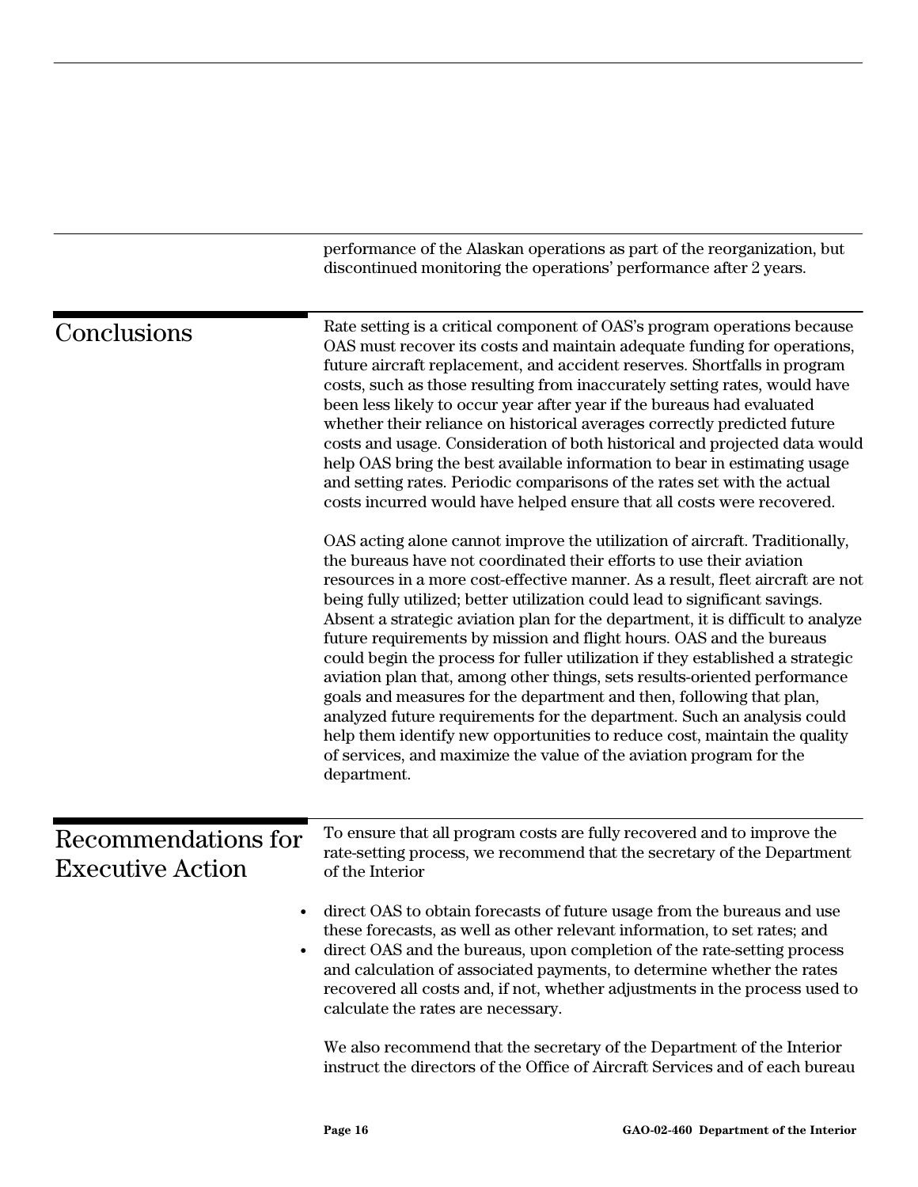performance of the Alaskan operations as part of the reorganization, but discontinued monitoring the operations' performance after 2 years.

## Conclusions

Rate setting is a critical component of OAS's program operations because OAS must recover its costs and maintain adequate funding for operations, future aircraft replacement, and accident reserves. Shortfalls in program costs, such as those resulting from inaccurately setting rates, would have been less likely to occur year after year if the bureaus had evaluated whether their reliance on historical averages correctly predicted future costs and usage. Consideration of both historical and projected data would help OAS bring the best available information to bear in estimating usage and setting rates. Periodic comparisons of the rates set with the actual costs incurred would have helped ensure that all costs were recovered.

OAS acting alone cannot improve the utilization of aircraft. Traditionally, the bureaus have not coordinated their efforts to use their aviation resources in a more cost-effective manner. As a result, fleet aircraft are not being fully utilized; better utilization could lead to significant savings. Absent a strategic aviation plan for the department, it is difficult to analyze future requirements by mission and flight hours. OAS and the bureaus could begin the process for fuller utilization if they established a strategic aviation plan that, among other things, sets results-oriented performance goals and measures for the department and then, following that plan, analyzed future requirements for the department. Such an analysis could help them identify new opportunities to reduce cost, maintain the quality of services, and maximize the value of the aviation program for the department.

## Recommendations for Executive Action

To ensure that all program costs are fully recovered and to improve the rate-setting process, we recommend that the secretary of the Department of the Interior

- direct OAS to obtain forecasts of future usage from the bureaus and use these forecasts, as well as other relevant information, to set rates; and
- direct OAS and the bureaus, upon completion of the rate-setting process and calculation of associated payments, to determine whether the rates recovered all costs and, if not, whether adjustments in the process used to calculate the rates are necessary.

We also recommend that the secretary of the Department of the Interior instruct the directors of the Office of Aircraft Services and of each bureau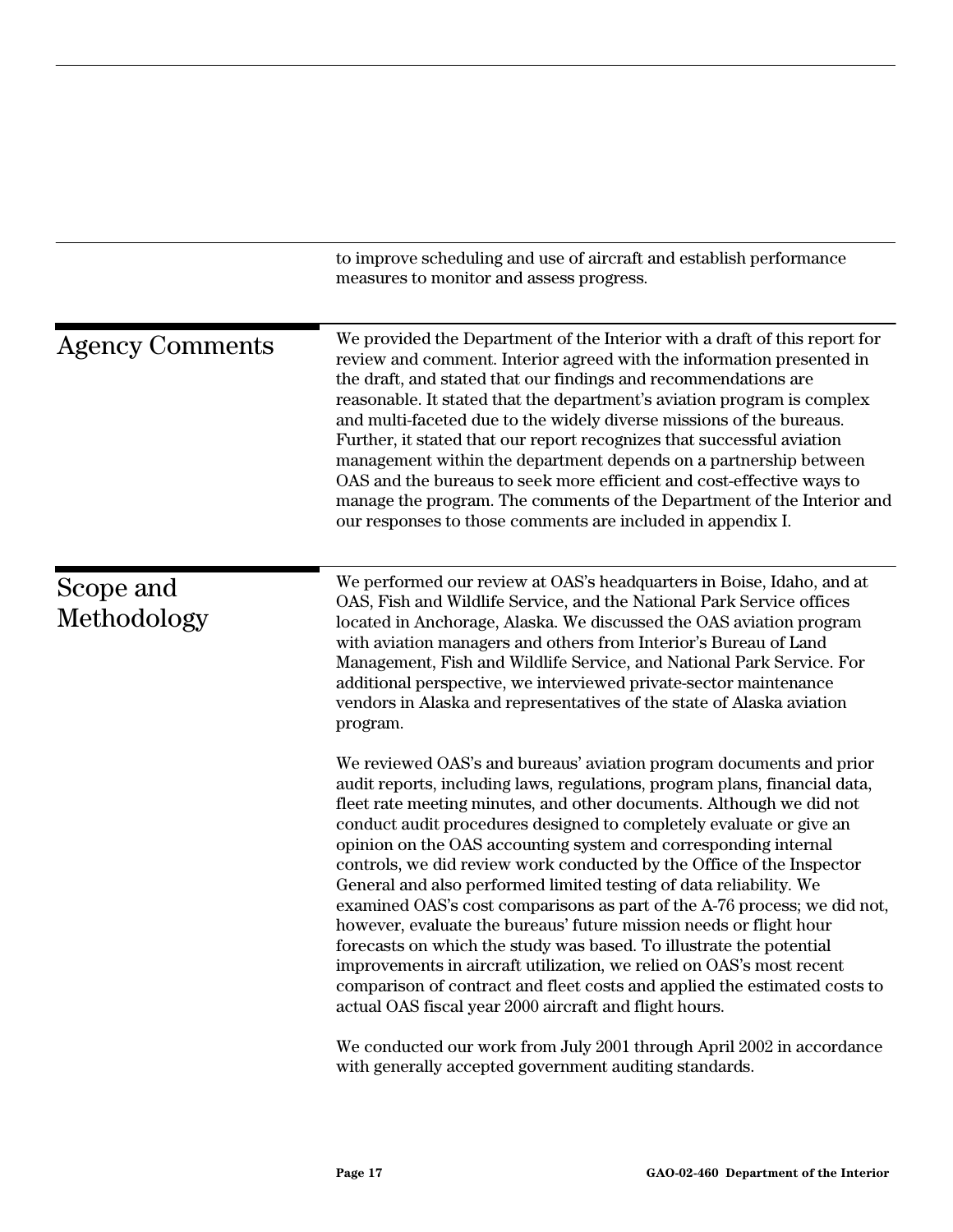to improve scheduling and use of aircraft and establish performance measures to monitor and assess progress.

## Agency Comments

We provided the Department of the Interior with a draft of this report for review and comment. Interior agreed with the information presented in the draft, and stated that our findings and recommendations are reasonable. It stated that the department's aviation program is complex and multi-faceted due to the widely diverse missions of the bureaus. Further, it stated that our report recognizes that successful aviation management within the department depends on a partnership between OAS and the bureaus to seek more efficient and cost-effective ways to manage the program. The comments of the Department of the Interior and our responses to those comments are included in appendix I.

## Scope and Methodology

We performed our review at OAS's headquarters in Boise, Idaho, and at OAS, Fish and Wildlife Service, and the National Park Service offices located in Anchorage, Alaska. We discussed the OAS aviation program with aviation managers and others from Interior's Bureau of Land Management, Fish and Wildlife Service, and National Park Service. For additional perspective, we interviewed private-sector maintenance vendors in Alaska and representatives of the state of Alaska aviation program.

We reviewed OAS's and bureaus' aviation program documents and prior audit reports, including laws, regulations, program plans, financial data, fleet rate meeting minutes, and other documents. Although we did not conduct audit procedures designed to completely evaluate or give an opinion on the OAS accounting system and corresponding internal controls, we did review work conducted by the Office of the Inspector General and also performed limited testing of data reliability. We examined OAS's cost comparisons as part of the A-76 process; we did not, however, evaluate the bureaus' future mission needs or flight hour forecasts on which the study was based. To illustrate the potential improvements in aircraft utilization, we relied on OAS's most recent comparison of contract and fleet costs and applied the estimated costs to actual OAS fiscal year 2000 aircraft and flight hours.

We conducted our work from July 2001 through April 2002 in accordance with generally accepted government auditing standards.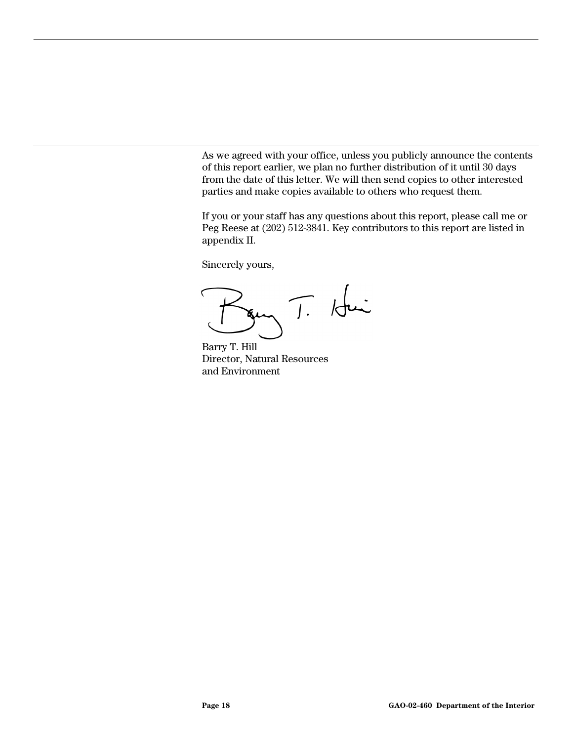As we agreed with your office, unless you publicly announce the contents of this report earlier, we plan no further distribution of it until 30 days from the date of this letter. We will then send copies to other interested parties and make copies available to others who request them.

If you or your staff has any questions about this report, please call me or Peg Reese at (202) 512-3841. Key contributors to this report are listed in appendix II.

Sincerely yours,

Barry T. Hill
Director, Natural Resources
and Environment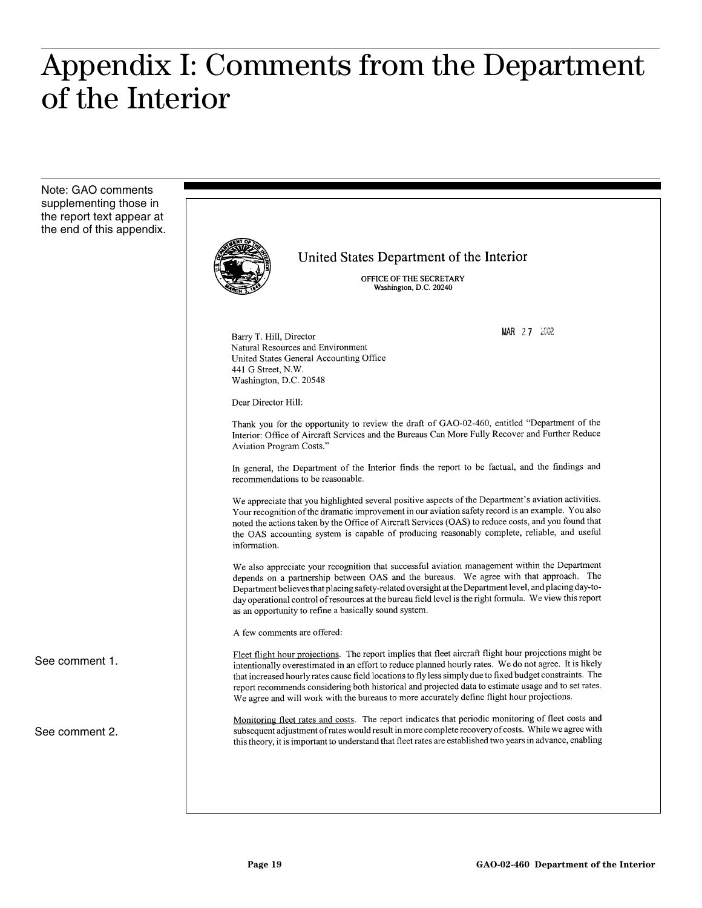# Appendix I: Comments from the Department of the Interior

Note: GAO comments supplementing those in the report text appear at the end of this appendix.

United States Department of the Interior

OFFICE OF THE SECRETARY
Washington, D.C. 20240

MAR 27 2002

Barry T. Hill, Director
Natural Resources and Environment
United States General Accounting Office
441 G Street, N.W.
Washington, D.C. 20548

Dear Director Hill:

Thank you for the opportunity to review the draft of GAO-02-460, entitled "Department of the Interior: Office of Aircraft Services and the Bureaus Can More Fully Recover and Further Reduce Aviation Program Costs."

In general, the Department of the Interior finds the report to be factual, and the findings and recommendations to be reasonable.

We appreciate that you highlighted several positive aspects of the Department's aviation activities. Your recognition of the dramatic improvement in our aviation safety record is an example. You also noted the actions taken by the Office of Aircraft Services (OAS) to reduce costs, and you found that the OAS accounting system is capable of producing reasonably complete, reliable, and useful information.

We also appreciate your recognition that successful aviation management within the Department depends on a partnership between OAS and the bureaus. We agree with that approach. The Department believes that placing safety-related oversight at the Department level, and placing day-to-day operational control of resources at the bureau field level is the right formula. We view this report as an opportunity to refine a basically sound system.

A few comments are offered:

See comment 1.

Fleet flight hour projections. The report implies that fleet aircraft flight hour projections might be intentionally overestimated in an effort to reduce planned hourly rates. We do not agree. It is likely that increased hourly rates cause field locations to fly less simply due to fixed budget constraints. The report recommends considering both historical and projected data to estimate usage and to set rates. We agree and will work with the bureaus to more accurately define flight hour projections.

See comment 2.

Monitoring fleet rates and costs. The report indicates that periodic monitoring of fleet costs and subsequent adjustment of rates would result in more complete recovery of costs. While we agree with this theory, it is important to understand that fleet rates are established two years in advance, enabling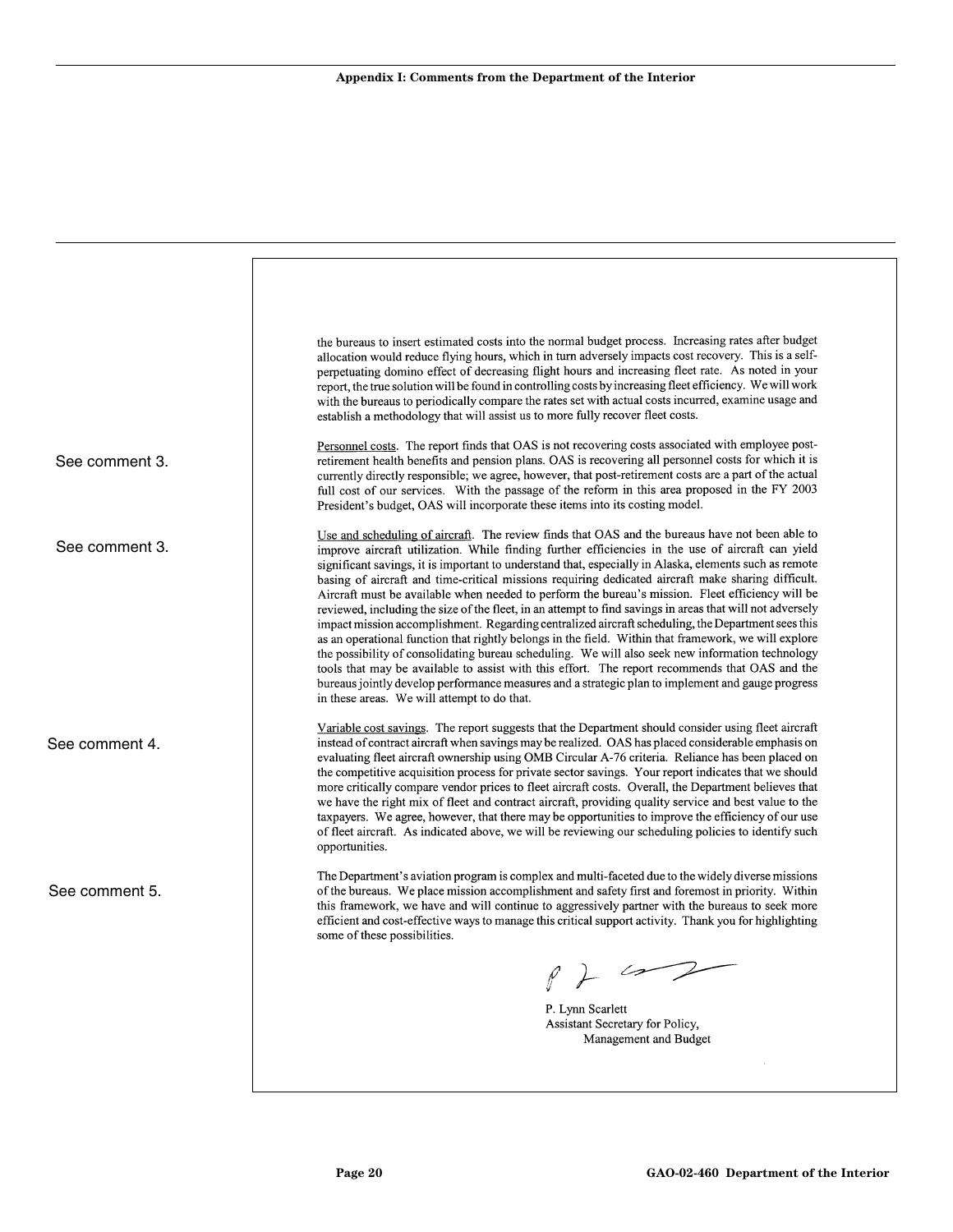the bureaus to insert estimated costs into the normal budget process. Increasing rates after budget allocation would reduce flying hours, which in turn adversely impacts cost recovery. This is a self-perpetuating domino effect of decreasing flight hours and increasing fleet rate. As noted in your report, the true solution will be found in controlling costs by increasing fleet efficiency. We will work with the bureaus to periodically compare the rates set with actual costs incurred, examine usage and establish a methodology that will assist us to more fully recover fleet costs.

See comment 3.

Personnel costs. The report finds that OAS is not recovering costs associated with employee post-retirement health benefits and pension plans. OAS is recovering all personnel costs for which it is currently directly responsible; we agree, however, that post-retirement costs are a part of the actual full cost of our services. With the passage of the reform in this area proposed in the FY 2003 President's budget, OAS will incorporate these items into its costing model.

See comment 3.

Use and scheduling of aircraft. The review finds that OAS and the bureaus have not been able to improve aircraft utilization. While finding further efficiencies in the use of aircraft can yield significant savings, it is important to understand that, especially in Alaska, elements such as remote basing of aircraft and time-critical missions requiring dedicated aircraft make sharing difficult. Aircraft must be available when needed to perform the bureau's mission. Fleet efficiency will be reviewed, including the size of the fleet, in an attempt to find savings in areas that will not adversely impact mission accomplishment. Regarding centralized aircraft scheduling, the Department sees this as an operational function that rightly belongs in the field. Within that framework, we will explore the possibility of consolidating bureau scheduling. We will also seek new information technology tools that may be available to assist with this effort. The report recommends that OAS and the bureaus jointly develop performance measures and a strategic plan to implement and gauge progress in these areas. We will attempt to do that.

See comment 4.

Variable cost savings. The report suggests that the Department should consider using fleet aircraft instead of contract aircraft when savings may be realized. OAS has placed considerable emphasis on evaluating fleet aircraft ownership using OMB Circular A-76 criteria. Reliance has been placed on the competitive acquisition process for private sector savings. Your report indicates that we should more critically compare vendor prices to fleet aircraft costs. Overall, the Department believes that we have the right mix of fleet and contract aircraft, providing quality service and best value to the taxpayers. We agree, however, that there may be opportunities to improve the efficiency of our use of fleet aircraft. As indicated above, we will be reviewing our scheduling policies to identify such opportunities.

See comment 5.

The Department's aviation program is complex and multi-faceted due to the widely diverse missions of the bureaus. We place mission accomplishment and safety first and foremost in priority. Within this framework, we have and will continue to aggressively partner with the bureaus to seek more efficient and cost-effective ways to manage this critical support activity. Thank you for highlighting some of these possibilities.

P. Lynn Scarlett
Assistant Secretary for Policy,
Management and Budget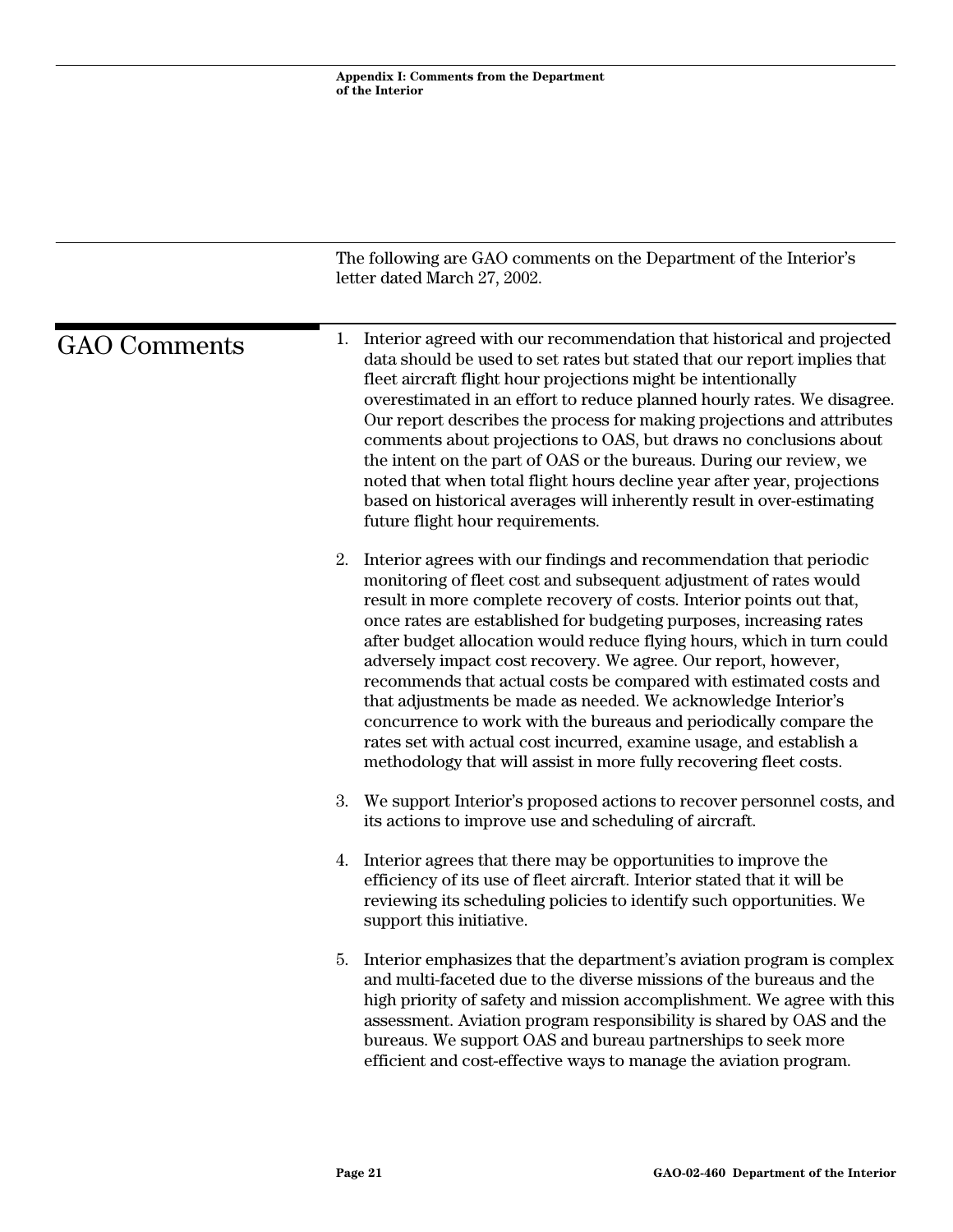The following are GAO comments on the Department of the Interior's letter dated March 27, 2002.

## GAO Comments

1. Interior agreed with our recommendation that historical and projected data should be used to set rates but stated that our report implies that fleet aircraft flight hour projections might be intentionally overestimated in an effort to reduce planned hourly rates. We disagree. Our report describes the process for making projections and attributes comments about projections to OAS, but draws no conclusions about the intent on the part of OAS or the bureaus. During our review, we noted that when total flight hours decline year after year, projections based on historical averages will inherently result in over-estimating future flight hour requirements.

2. Interior agrees with our findings and recommendation that periodic monitoring of fleet cost and subsequent adjustment of rates would result in more complete recovery of costs. Interior points out that, once rates are established for budgeting purposes, increasing rates after budget allocation would reduce flying hours, which in turn could adversely impact cost recovery. We agree. Our report, however, recommends that actual costs be compared with estimated costs and that adjustments be made as needed. We acknowledge Interior's concurrence to work with the bureaus and periodically compare the rates set with actual cost incurred, examine usage, and establish a methodology that will assist in more fully recovering fleet costs.

3. We support Interior's proposed actions to recover personnel costs, and its actions to improve use and scheduling of aircraft.

4. Interior agrees that there may be opportunities to improve the efficiency of its use of fleet aircraft. Interior stated that it will be reviewing its scheduling policies to identify such opportunities. We support this initiative.

5. Interior emphasizes that the department's aviation program is complex and multi-faceted due to the diverse missions of the bureaus and the high priority of safety and mission accomplishment. We agree with this assessment. Aviation program responsibility is shared by OAS and the bureaus. We support OAS and bureau partnerships to seek more efficient and cost-effective ways to manage the aviation program.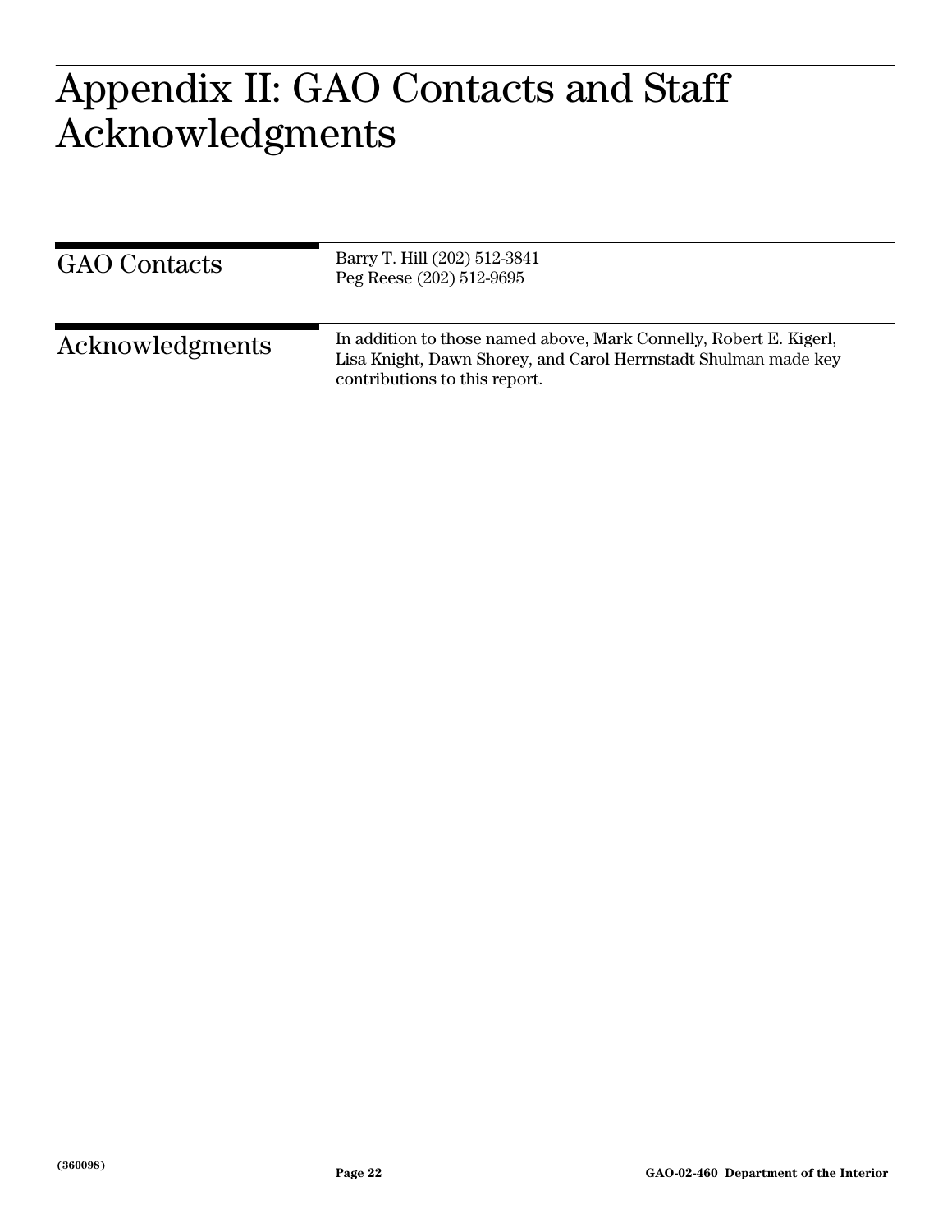# Appendix II: GAO Contacts and Staff Acknowledgments

## GAO Contacts

Barry T. Hill (202) 512-3841
Peg Reese (202) 512-9695

## Acknowledgments

In addition to those named above, Mark Connelly, Robert E. Kigerl, Lisa Knight, Dawn Shorey, and Carol Herrnstadt Shulman made key contributions to this report.

(360098)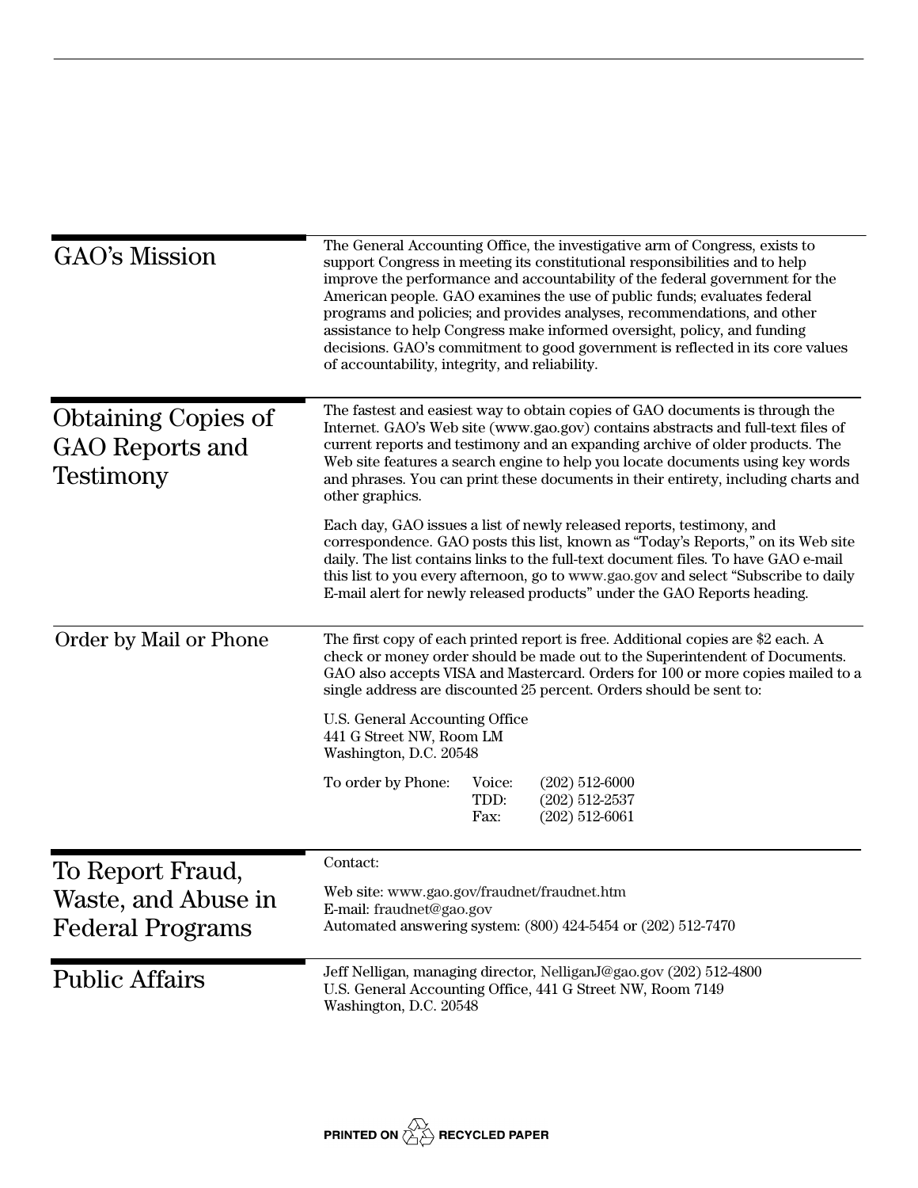## GAO's Mission

The General Accounting Office, the investigative arm of Congress, exists to support Congress in meeting its constitutional responsibilities and to help improve the performance and accountability of the federal government for the American people. GAO examines the use of public funds; evaluates federal programs and policies; and provides analyses, recommendations, and other assistance to help Congress make informed oversight, policy, and funding decisions. GAO's commitment to good government is reflected in its core values of accountability, integrity, and reliability.

## Obtaining Copies of GAO Reports and Testimony

The fastest and easiest way to obtain copies of GAO documents is through the Internet. GAO's Web site (www.gao.gov) contains abstracts and full-text files of current reports and testimony and an expanding archive of older products. The Web site features a search engine to help you locate documents using key words and phrases. You can print these documents in their entirety, including charts and other graphics.

Each day, GAO issues a list of newly released reports, testimony, and correspondence. GAO posts this list, known as "Today's Reports," on its Web site daily. The list contains links to the full-text document files. To have GAO e-mail this list to you every afternoon, go to www.gao.gov and select "Subscribe to daily E-mail alert for newly released products" under the GAO Reports heading.

### Order by Mail or Phone

The first copy of each printed report is free. Additional copies are $2 each. A check or money order should be made out to the Superintendent of Documents. GAO also accepts VISA and Mastercard. Orders for 100 or more copies mailed to a single address are discounted 25 percent. Orders should be sent to:

U.S. General Accounting Office
441 G Street NW, Room LM
Washington, D.C. 20548

| | | |
|---|---|---|
| To order by Phone: | Voice: | (202) 512-6000 |
| | TDD: | (202) 512-2537 |
| | Fax: | (202) 512-6061 |

## To Report Fraud, Waste, and Abuse in Federal Programs

Contact:

Web site: www.gao.gov/fraudnet/fraudnet.htm
E-mail: fraudnet@gao.gov
Automated answering system: (800) 424-5454 or (202) 512-7470

## Public Affairs

Jeff Nelligan, managing director, NelliganJ@gao.gov (202) 512-4800
U.S. General Accounting Office, 441 G Street NW, Room 7149
Washington, D.C. 20548

PRINTED ON RECYCLED PAPER